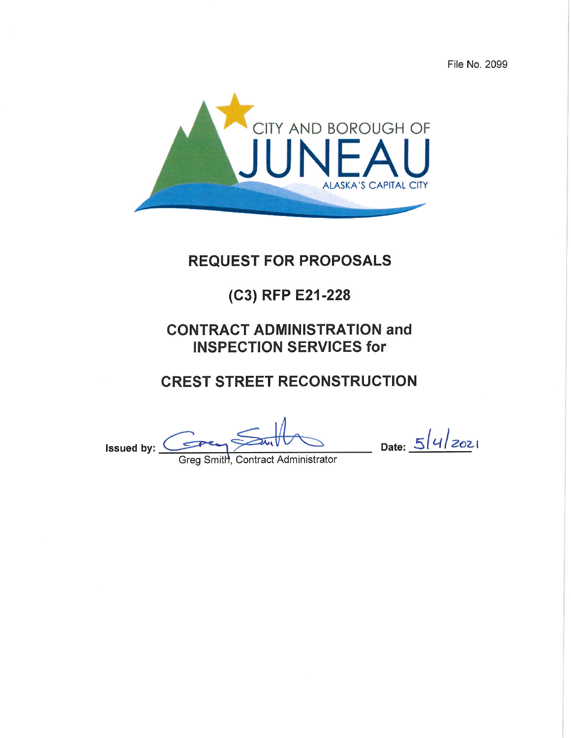File No. 2099

CITY AND BOROUGH OF

JUNEAU

ALASKA'S CAPITAL CITY

# REQUEST FOR PROPOSALS

## (C3) RFP E21-228

## CONTRACT ADMINISTRATION and INSPECTION SERVICES for

## CREST STREET RECONSTRUCTION

Issued by: _______________________________ Date: 5/4/2021

Greg Smith, Contract Administrator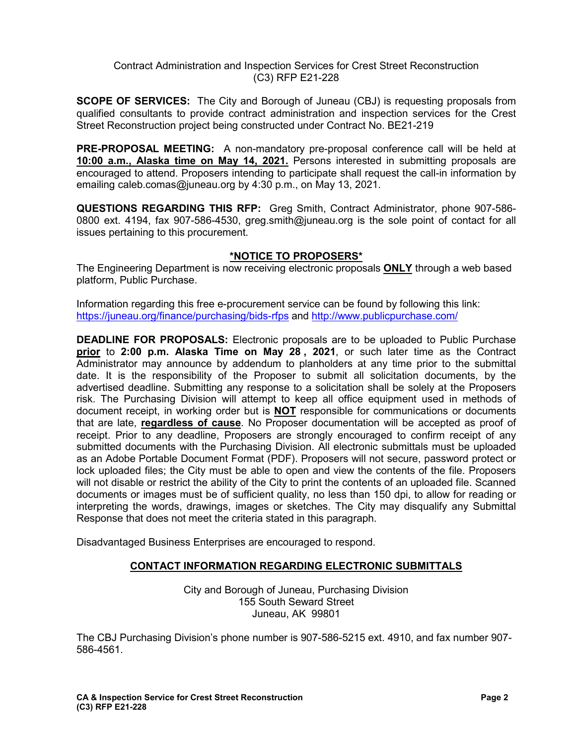Contract Administration and Inspection Services for Crest Street Reconstruction
(C3) RFP E21-228

**SCOPE OF SERVICES:** The City and Borough of Juneau (CBJ) is requesting proposals from qualified consultants to provide contract administration and inspection services for the Crest Street Reconstruction project being constructed under Contract No. BE21-219

**PRE-PROPOSAL MEETING:** A non-mandatory pre-proposal conference call will be held at **10:00 a.m., Alaska time on May 14, 2021.** Persons interested in submitting proposals are encouraged to attend. Proposers intending to participate shall request the call-in information by emailing caleb.comas@juneau.org by 4:30 p.m., on May 13, 2021.

**QUESTIONS REGARDING THIS RFP:** Greg Smith, Contract Administrator, phone 907-586-0800 ext. 4194, fax 907-586-4530, greg.smith@juneau.org is the sole point of contact for all issues pertaining to this procurement.

**\*NOTICE TO PROPOSERS\***

The Engineering Department is now receiving electronic proposals **ONLY** through a web based platform, Public Purchase.

Information regarding this free e-procurement service can be found by following this link: https://juneau.org/finance/purchasing/bids-rfps and http://www.publicpurchase.com/

**DEADLINE FOR PROPOSALS:** Electronic proposals are to be uploaded to Public Purchase **prior** to **2:00 p.m. Alaska Time on May 28 , 2021**, or such later time as the Contract Administrator may announce by addendum to planholders at any time prior to the submittal date. It is the responsibility of the Proposer to submit all solicitation documents, by the advertised deadline. Submitting any response to a solicitation shall be solely at the Proposers risk. The Purchasing Division will attempt to keep all office equipment used in methods of document receipt, in working order but is **NOT** responsible for communications or documents that are late, **regardless of cause**. No Proposer documentation will be accepted as proof of receipt. Prior to any deadline, Proposers are strongly encouraged to confirm receipt of any submitted documents with the Purchasing Division. All electronic submittals must be uploaded as an Adobe Portable Document Format (PDF). Proposers will not secure, password protect or lock uploaded files; the City must be able to open and view the contents of the file. Proposers will not disable or restrict the ability of the City to print the contents of an uploaded file. Scanned documents or images must be of sufficient quality, no less than 150 dpi, to allow for reading or interpreting the words, drawings, images or sketches. The City may disqualify any Submittal Response that does not meet the criteria stated in this paragraph.

Disadvantaged Business Enterprises are encouraged to respond.

**CONTACT INFORMATION REGARDING ELECTRONIC SUBMITTALS**

City and Borough of Juneau, Purchasing Division
155 South Seward Street
Juneau, AK 99801

The CBJ Purchasing Division's phone number is 907-586-5215 ext. 4910, and fax number 907-586-4561.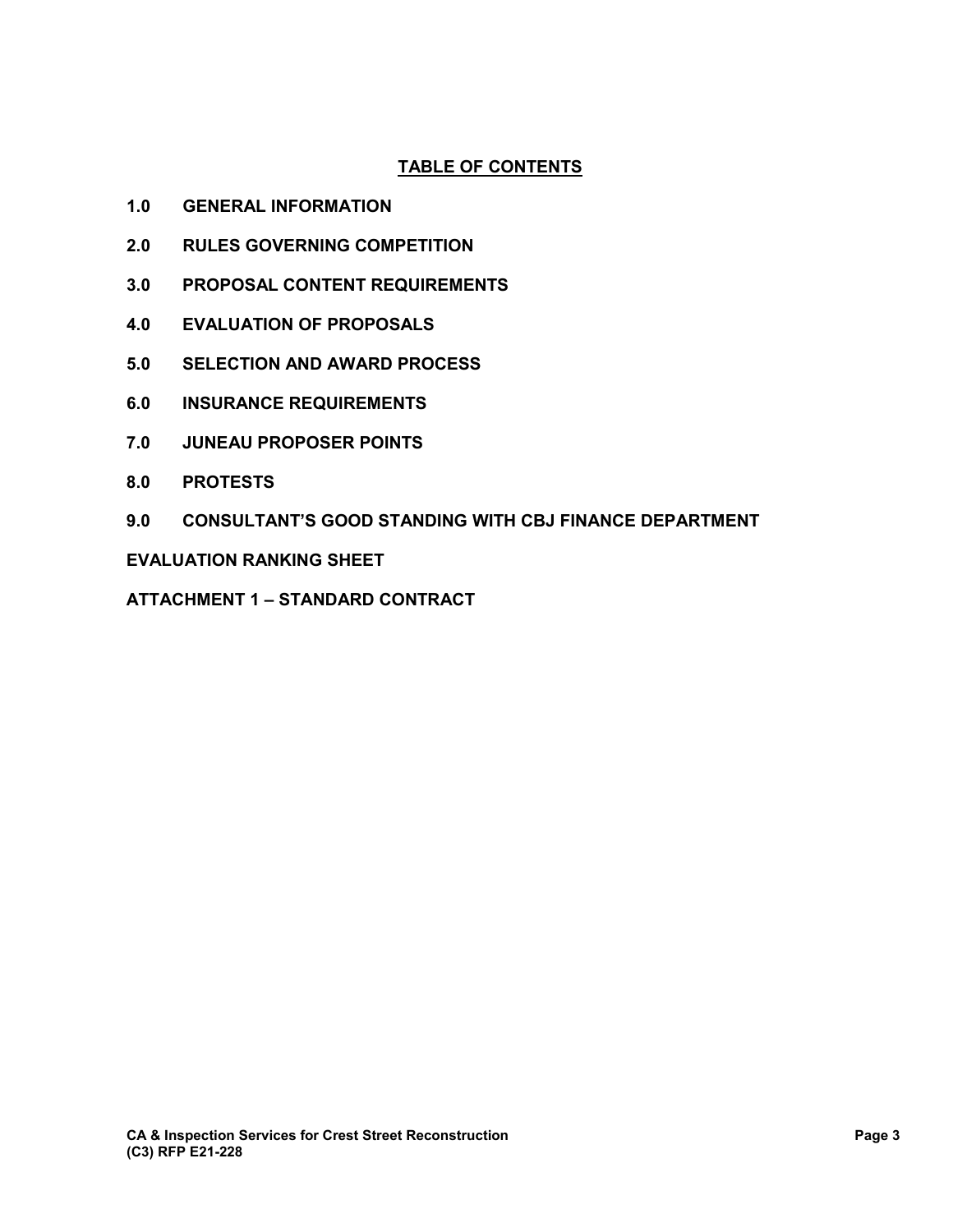## TABLE OF CONTENTS

**1.0 GENERAL INFORMATION**

**2.0 RULES GOVERNING COMPETITION**

**3.0 PROPOSAL CONTENT REQUIREMENTS**

**4.0 EVALUATION OF PROPOSALS**

**5.0 SELECTION AND AWARD PROCESS**

**6.0 INSURANCE REQUIREMENTS**

**7.0 JUNEAU PROPOSER POINTS**

**8.0 PROTESTS**

**9.0 CONSULTANT'S GOOD STANDING WITH CBJ FINANCE DEPARTMENT**

**EVALUATION RANKING SHEET**

**ATTACHMENT 1 – STANDARD CONTRACT**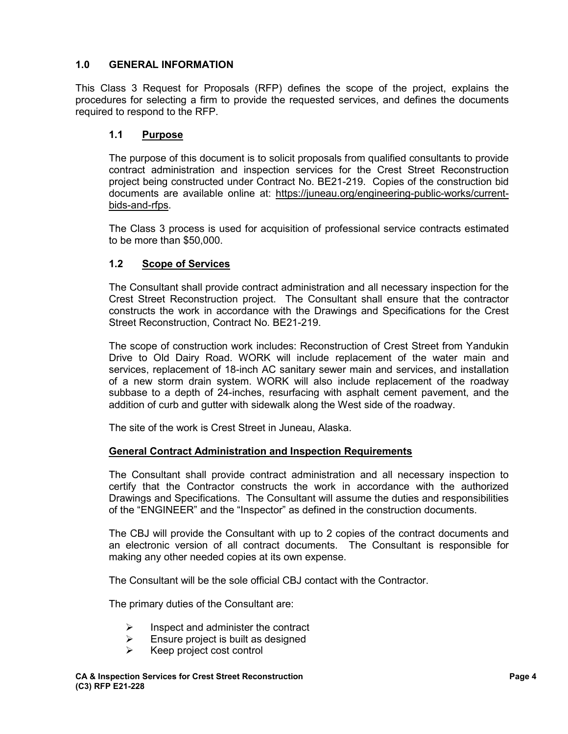## 1.0 GENERAL INFORMATION

This Class 3 Request for Proposals (RFP) defines the scope of the project, explains the procedures for selecting a firm to provide the requested services, and defines the documents required to respond to the RFP.

### 1.1 Purpose

The purpose of this document is to solicit proposals from qualified consultants to provide contract administration and inspection services for the Crest Street Reconstruction project being constructed under Contract No. BE21-219. Copies of the construction bid documents are available online at: https://juneau.org/engineering-public-works/current-bids-and-rfps.

The Class 3 process is used for acquisition of professional service contracts estimated to be more than $50,000.

### 1.2 Scope of Services

The Consultant shall provide contract administration and all necessary inspection for the Crest Street Reconstruction project. The Consultant shall ensure that the contractor constructs the work in accordance with the Drawings and Specifications for the Crest Street Reconstruction, Contract No. BE21-219.

The scope of construction work includes: Reconstruction of Crest Street from Yandukin Drive to Old Dairy Road. WORK will include replacement of the water main and services, replacement of 18-inch AC sanitary sewer main and services, and installation of a new storm drain system. WORK will also include replacement of the roadway subbase to a depth of 24-inches, resurfacing with asphalt cement pavement, and the addition of curb and gutter with sidewalk along the West side of the roadway.

The site of the work is Crest Street in Juneau, Alaska.

**General Contract Administration and Inspection Requirements**

The Consultant shall provide contract administration and all necessary inspection to certify that the Contractor constructs the work in accordance with the authorized Drawings and Specifications. The Consultant will assume the duties and responsibilities of the "ENGINEER" and the "Inspector" as defined in the construction documents.

The CBJ will provide the Consultant with up to 2 copies of the contract documents and an electronic version of all contract documents. The Consultant is responsible for making any other needed copies at its own expense.

The Consultant will be the sole official CBJ contact with the Contractor.

The primary duties of the Consultant are:

- Inspect and administer the contract
- Ensure project is built as designed
- Keep project cost control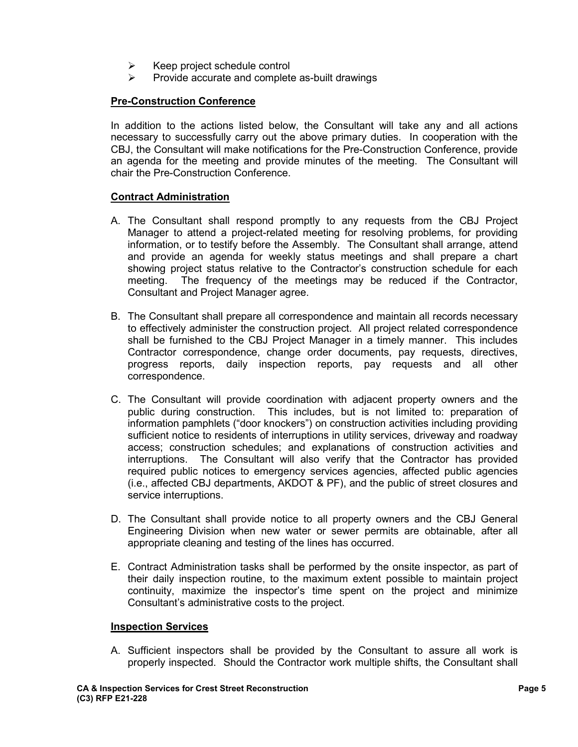- Keep project schedule control
- Provide accurate and complete as-built drawings

**Pre-Construction Conference**

In addition to the actions listed below, the Consultant will take any and all actions necessary to successfully carry out the above primary duties. In cooperation with the CBJ, the Consultant will make notifications for the Pre-Construction Conference, provide an agenda for the meeting and provide minutes of the meeting. The Consultant will chair the Pre-Construction Conference.

**Contract Administration**

A. The Consultant shall respond promptly to any requests from the CBJ Project Manager to attend a project-related meeting for resolving problems, for providing information, or to testify before the Assembly. The Consultant shall arrange, attend and provide an agenda for weekly status meetings and shall prepare a chart showing project status relative to the Contractor's construction schedule for each meeting. The frequency of the meetings may be reduced if the Contractor, Consultant and Project Manager agree.

B. The Consultant shall prepare all correspondence and maintain all records necessary to effectively administer the construction project. All project related correspondence shall be furnished to the CBJ Project Manager in a timely manner. This includes Contractor correspondence, change order documents, pay requests, directives, progress reports, daily inspection reports, pay requests and all other correspondence.

C. The Consultant will provide coordination with adjacent property owners and the public during construction. This includes, but is not limited to: preparation of information pamphlets ("door knockers") on construction activities including providing sufficient notice to residents of interruptions in utility services, driveway and roadway access; construction schedules; and explanations of construction activities and interruptions. The Consultant will also verify that the Contractor has provided required public notices to emergency services agencies, affected public agencies (i.e., affected CBJ departments, AKDOT & PF), and the public of street closures and service interruptions.

D. The Consultant shall provide notice to all property owners and the CBJ General Engineering Division when new water or sewer permits are obtainable, after all appropriate cleaning and testing of the lines has occurred.

E. Contract Administration tasks shall be performed by the onsite inspector, as part of their daily inspection routine, to the maximum extent possible to maintain project continuity, maximize the inspector's time spent on the project and minimize Consultant's administrative costs to the project.

**Inspection Services**

A. Sufficient inspectors shall be provided by the Consultant to assure all work is properly inspected. Should the Contractor work multiple shifts, the Consultant shall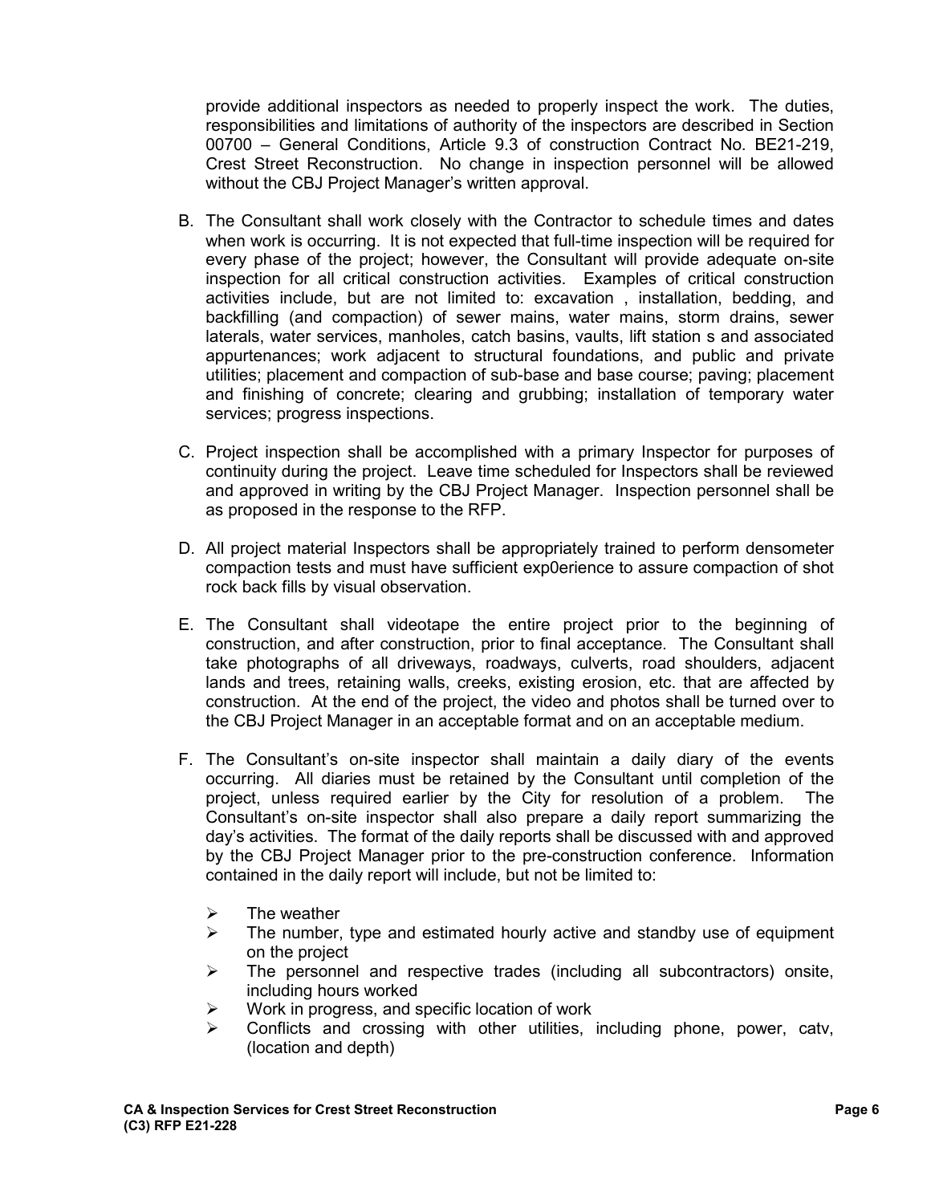provide additional inspectors as needed to properly inspect the work. The duties, responsibilities and limitations of authority of the inspectors are described in Section 00700 – General Conditions, Article 9.3 of construction Contract No. BE21-219, Crest Street Reconstruction. No change in inspection personnel will be allowed without the CBJ Project Manager's written approval.

B. The Consultant shall work closely with the Contractor to schedule times and dates when work is occurring. It is not expected that full-time inspection will be required for every phase of the project; however, the Consultant will provide adequate on-site inspection for all critical construction activities. Examples of critical construction activities include, but are not limited to: excavation , installation, bedding, and backfilling (and compaction) of sewer mains, water mains, storm drains, sewer laterals, water services, manholes, catch basins, vaults, lift station s and associated appurtenances; work adjacent to structural foundations, and public and private utilities; placement and compaction of sub-base and base course; paving; placement and finishing of concrete; clearing and grubbing; installation of temporary water services; progress inspections.

C. Project inspection shall be accomplished with a primary Inspector for purposes of continuity during the project. Leave time scheduled for Inspectors shall be reviewed and approved in writing by the CBJ Project Manager. Inspection personnel shall be as proposed in the response to the RFP.

D. All project material Inspectors shall be appropriately trained to perform densometer compaction tests and must have sufficient exp0erience to assure compaction of shot rock back fills by visual observation.

E. The Consultant shall videotape the entire project prior to the beginning of construction, and after construction, prior to final acceptance. The Consultant shall take photographs of all driveways, roadways, culverts, road shoulders, adjacent lands and trees, retaining walls, creeks, existing erosion, etc. that are affected by construction. At the end of the project, the video and photos shall be turned over to the CBJ Project Manager in an acceptable format and on an acceptable medium.

F. The Consultant's on-site inspector shall maintain a daily diary of the events occurring. All diaries must be retained by the Consultant until completion of the project, unless required earlier by the City for resolution of a problem. The Consultant's on-site inspector shall also prepare a daily report summarizing the day's activities. The format of the daily reports shall be discussed with and approved by the CBJ Project Manager prior to the pre-construction conference. Information contained in the daily report will include, but not be limited to:

- The weather
- The number, type and estimated hourly active and standby use of equipment on the project
- The personnel and respective trades (including all subcontractors) onsite, including hours worked
- Work in progress, and specific location of work
- Conflicts and crossing with other utilities, including phone, power, catv, (location and depth)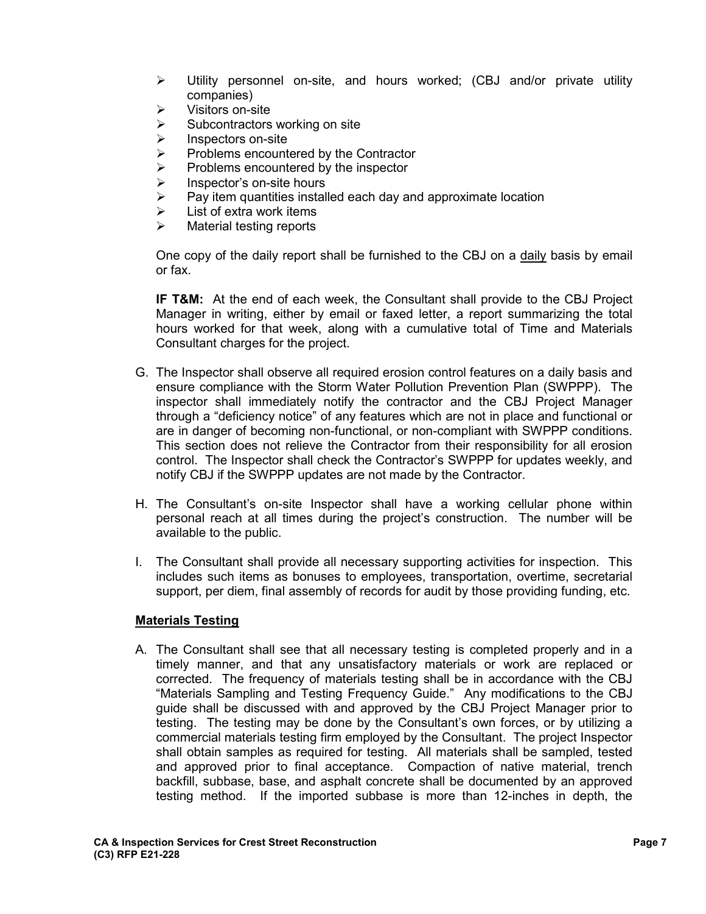- Utility personnel on-site, and hours worked; (CBJ and/or private utility companies)
- Visitors on-site
- Subcontractors working on site
- Inspectors on-site
- Problems encountered by the Contractor
- Problems encountered by the inspector
- Inspector's on-site hours
- Pay item quantities installed each day and approximate location
- List of extra work items
- Material testing reports

One copy of the daily report shall be furnished to the CBJ on a daily basis by email or fax.

**IF T&M:** At the end of each week, the Consultant shall provide to the CBJ Project Manager in writing, either by email or faxed letter, a report summarizing the total hours worked for that week, along with a cumulative total of Time and Materials Consultant charges for the project.

G. The Inspector shall observe all required erosion control features on a daily basis and ensure compliance with the Storm Water Pollution Prevention Plan (SWPPP). The inspector shall immediately notify the contractor and the CBJ Project Manager through a "deficiency notice" of any features which are not in place and functional or are in danger of becoming non-functional, or non-compliant with SWPPP conditions. This section does not relieve the Contractor from their responsibility for all erosion control. The Inspector shall check the Contractor's SWPPP for updates weekly, and notify CBJ if the SWPPP updates are not made by the Contractor.

H. The Consultant's on-site Inspector shall have a working cellular phone within personal reach at all times during the project's construction. The number will be available to the public.

I. The Consultant shall provide all necessary supporting activities for inspection. This includes such items as bonuses to employees, transportation, overtime, secretarial support, per diem, final assembly of records for audit by those providing funding, etc.

## Materials Testing

A. The Consultant shall see that all necessary testing is completed properly and in a timely manner, and that any unsatisfactory materials or work are replaced or corrected. The frequency of materials testing shall be in accordance with the CBJ "Materials Sampling and Testing Frequency Guide." Any modifications to the CBJ guide shall be discussed with and approved by the CBJ Project Manager prior to testing. The testing may be done by the Consultant's own forces, or by utilizing a commercial materials testing firm employed by the Consultant. The project Inspector shall obtain samples as required for testing. All materials shall be sampled, tested and approved prior to final acceptance. Compaction of native material, trench backfill, subbase, base, and asphalt concrete shall be documented by an approved testing method. If the imported subbase is more than 12-inches in depth, the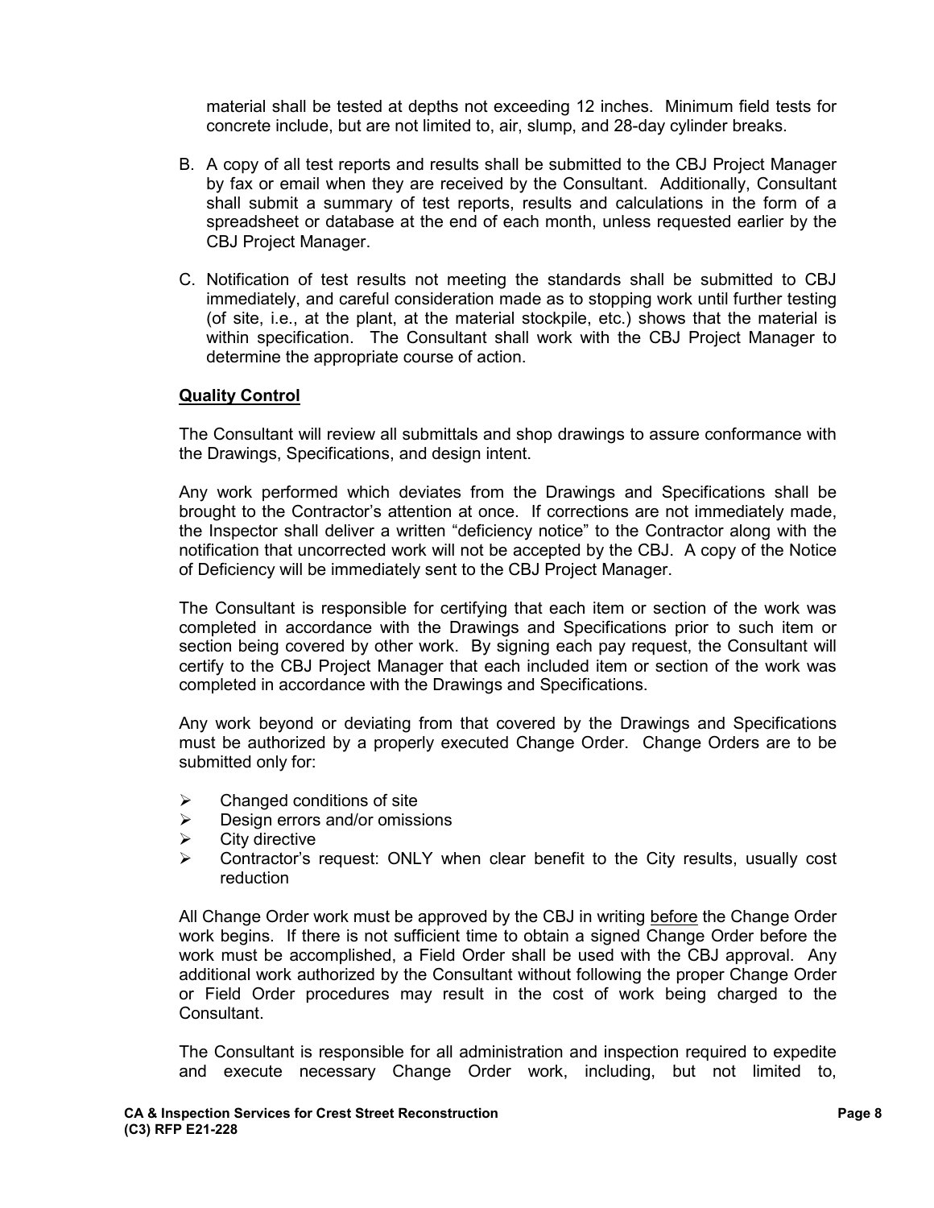material shall be tested at depths not exceeding 12 inches. Minimum field tests for concrete include, but are not limited to, air, slump, and 28-day cylinder breaks.

B. A copy of all test reports and results shall be submitted to the CBJ Project Manager by fax or email when they are received by the Consultant. Additionally, Consultant shall submit a summary of test reports, results and calculations in the form of a spreadsheet or database at the end of each month, unless requested earlier by the CBJ Project Manager.

C. Notification of test results not meeting the standards shall be submitted to CBJ immediately, and careful consideration made as to stopping work until further testing (of site, i.e., at the plant, at the material stockpile, etc.) shows that the material is within specification. The Consultant shall work with the CBJ Project Manager to determine the appropriate course of action.

**Quality Control**

The Consultant will review all submittals and shop drawings to assure conformance with the Drawings, Specifications, and design intent.

Any work performed which deviates from the Drawings and Specifications shall be brought to the Contractor's attention at once. If corrections are not immediately made, the Inspector shall deliver a written "deficiency notice" to the Contractor along with the notification that uncorrected work will not be accepted by the CBJ. A copy of the Notice of Deficiency will be immediately sent to the CBJ Project Manager.

The Consultant is responsible for certifying that each item or section of the work was completed in accordance with the Drawings and Specifications prior to such item or section being covered by other work. By signing each pay request, the Consultant will certify to the CBJ Project Manager that each included item or section of the work was completed in accordance with the Drawings and Specifications.

Any work beyond or deviating from that covered by the Drawings and Specifications must be authorized by a properly executed Change Order. Change Orders are to be submitted only for:

- Changed conditions of site
- Design errors and/or omissions
- City directive
- Contractor's request: ONLY when clear benefit to the City results, usually cost reduction

All Change Order work must be approved by the CBJ in writing before the Change Order work begins. If there is not sufficient time to obtain a signed Change Order before the work must be accomplished, a Field Order shall be used with the CBJ approval. Any additional work authorized by the Consultant without following the proper Change Order or Field Order procedures may result in the cost of work being charged to the Consultant.

The Consultant is responsible for all administration and inspection required to expedite and execute necessary Change Order work, including, but not limited to,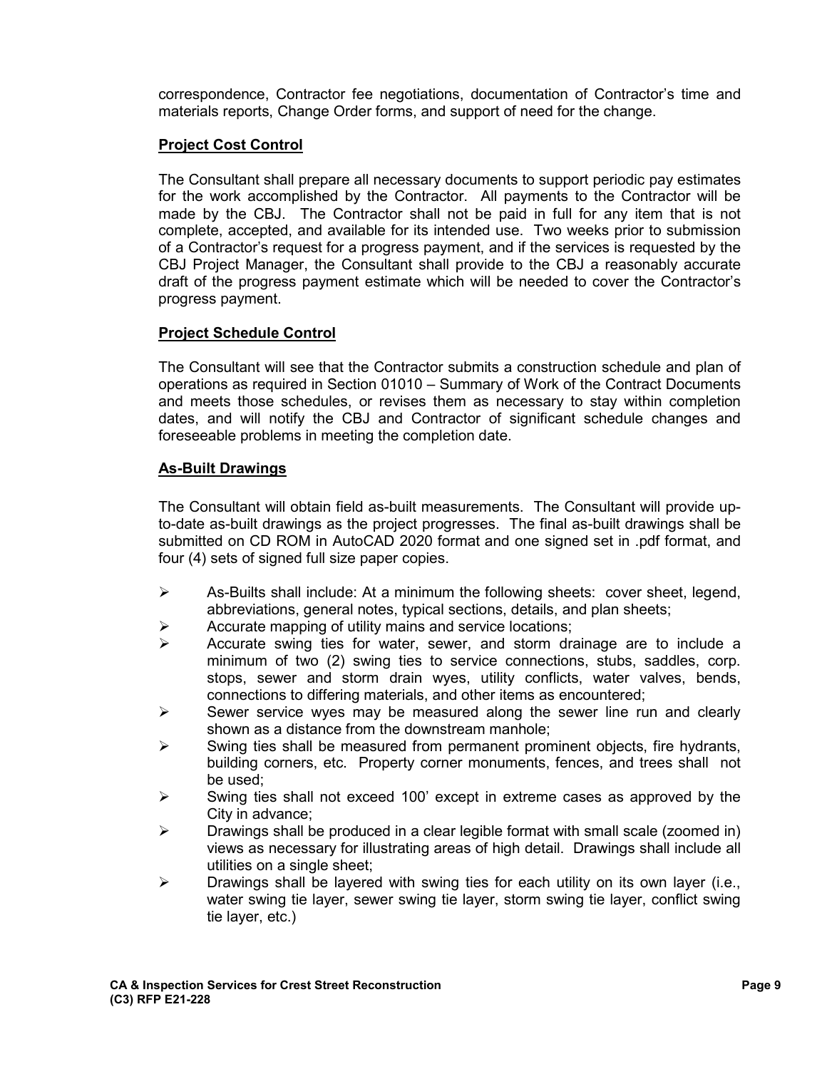correspondence, Contractor fee negotiations, documentation of Contractor's time and materials reports, Change Order forms, and support of need for the change.

**Project Cost Control**

The Consultant shall prepare all necessary documents to support periodic pay estimates for the work accomplished by the Contractor. All payments to the Contractor will be made by the CBJ. The Contractor shall not be paid in full for any item that is not complete, accepted, and available for its intended use. Two weeks prior to submission of a Contractor's request for a progress payment, and if the services is requested by the CBJ Project Manager, the Consultant shall provide to the CBJ a reasonably accurate draft of the progress payment estimate which will be needed to cover the Contractor's progress payment.

**Project Schedule Control**

The Consultant will see that the Contractor submits a construction schedule and plan of operations as required in Section 01010 – Summary of Work of the Contract Documents and meets those schedules, or revises them as necessary to stay within completion dates, and will notify the CBJ and Contractor of significant schedule changes and foreseeable problems in meeting the completion date.

**As-Built Drawings**

The Consultant will obtain field as-built measurements. The Consultant will provide up-to-date as-built drawings as the project progresses. The final as-built drawings shall be submitted on CD ROM in AutoCAD 2020 format and one signed set in .pdf format, and four (4) sets of signed full size paper copies.

- As-Builts shall include: At a minimum the following sheets: cover sheet, legend, abbreviations, general notes, typical sections, details, and plan sheets;
- Accurate mapping of utility mains and service locations;
- Accurate swing ties for water, sewer, and storm drainage are to include a minimum of two (2) swing ties to service connections, stubs, saddles, corp. stops, sewer and storm drain wyes, utility conflicts, water valves, bends, connections to differing materials, and other items as encountered;
- Sewer service wyes may be measured along the sewer line run and clearly shown as a distance from the downstream manhole;
- Swing ties shall be measured from permanent prominent objects, fire hydrants, building corners, etc. Property corner monuments, fences, and trees shall not be used;
- Swing ties shall not exceed 100' except in extreme cases as approved by the City in advance;
- Drawings shall be produced in a clear legible format with small scale (zoomed in) views as necessary for illustrating areas of high detail. Drawings shall include all utilities on a single sheet;
- Drawings shall be layered with swing ties for each utility on its own layer (i.e., water swing tie layer, sewer swing tie layer, storm swing tie layer, conflict swing tie layer, etc.)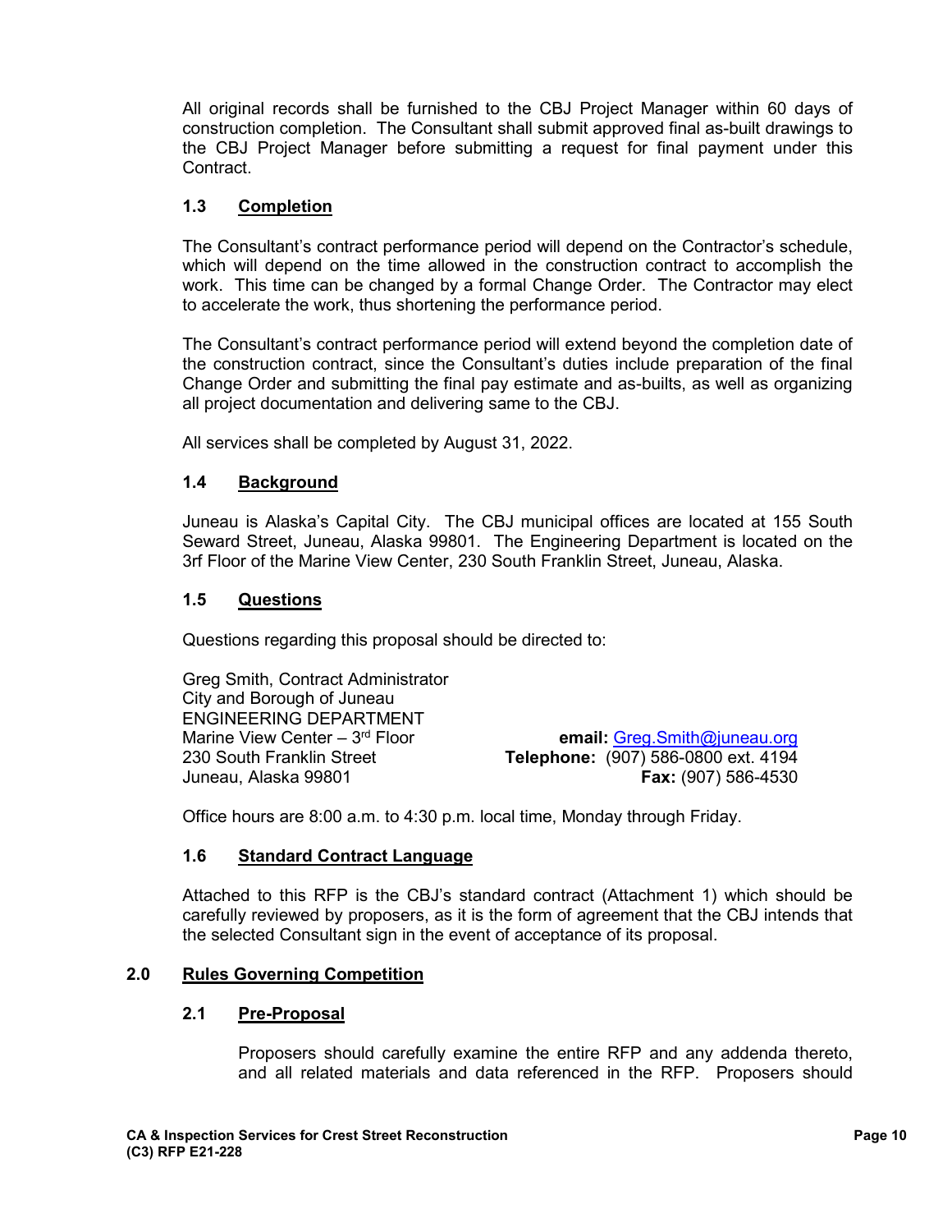All original records shall be furnished to the CBJ Project Manager within 60 days of construction completion. The Consultant shall submit approved final as-built drawings to the CBJ Project Manager before submitting a request for final payment under this Contract.

### 1.3 Completion

The Consultant's contract performance period will depend on the Contractor's schedule, which will depend on the time allowed in the construction contract to accomplish the work. This time can be changed by a formal Change Order. The Contractor may elect to accelerate the work, thus shortening the performance period.

The Consultant's contract performance period will extend beyond the completion date of the construction contract, since the Consultant's duties include preparation of the final Change Order and submitting the final pay estimate and as-builts, as well as organizing all project documentation and delivering same to the CBJ.

All services shall be completed by August 31, 2022.

### 1.4 Background

Juneau is Alaska's Capital City. The CBJ municipal offices are located at 155 South Seward Street, Juneau, Alaska 99801. The Engineering Department is located on the 3rf Floor of the Marine View Center, 230 South Franklin Street, Juneau, Alaska.

### 1.5 Questions

Questions regarding this proposal should be directed to:

Greg Smith, Contract Administrator  
City and Borough of Juneau  
ENGINEERING DEPARTMENT  
Marine View Center – 3rd Floor  
230 South Franklin Street  
Juneau, Alaska 99801

**email:** Greg.Smith@juneau.org  
**Telephone:** (907) 586-0800 ext. 4194  
**Fax:** (907) 586-4530

Office hours are 8:00 a.m. to 4:30 p.m. local time, Monday through Friday.

### 1.6 Standard Contract Language

Attached to this RFP is the CBJ's standard contract (Attachment 1) which should be carefully reviewed by proposers, as it is the form of agreement that the CBJ intends that the selected Consultant sign in the event of acceptance of its proposal.

## 2.0 Rules Governing Competition

### 2.1 Pre-Proposal

Proposers should carefully examine the entire RFP and any addenda thereto, and all related materials and data referenced in the RFP. Proposers should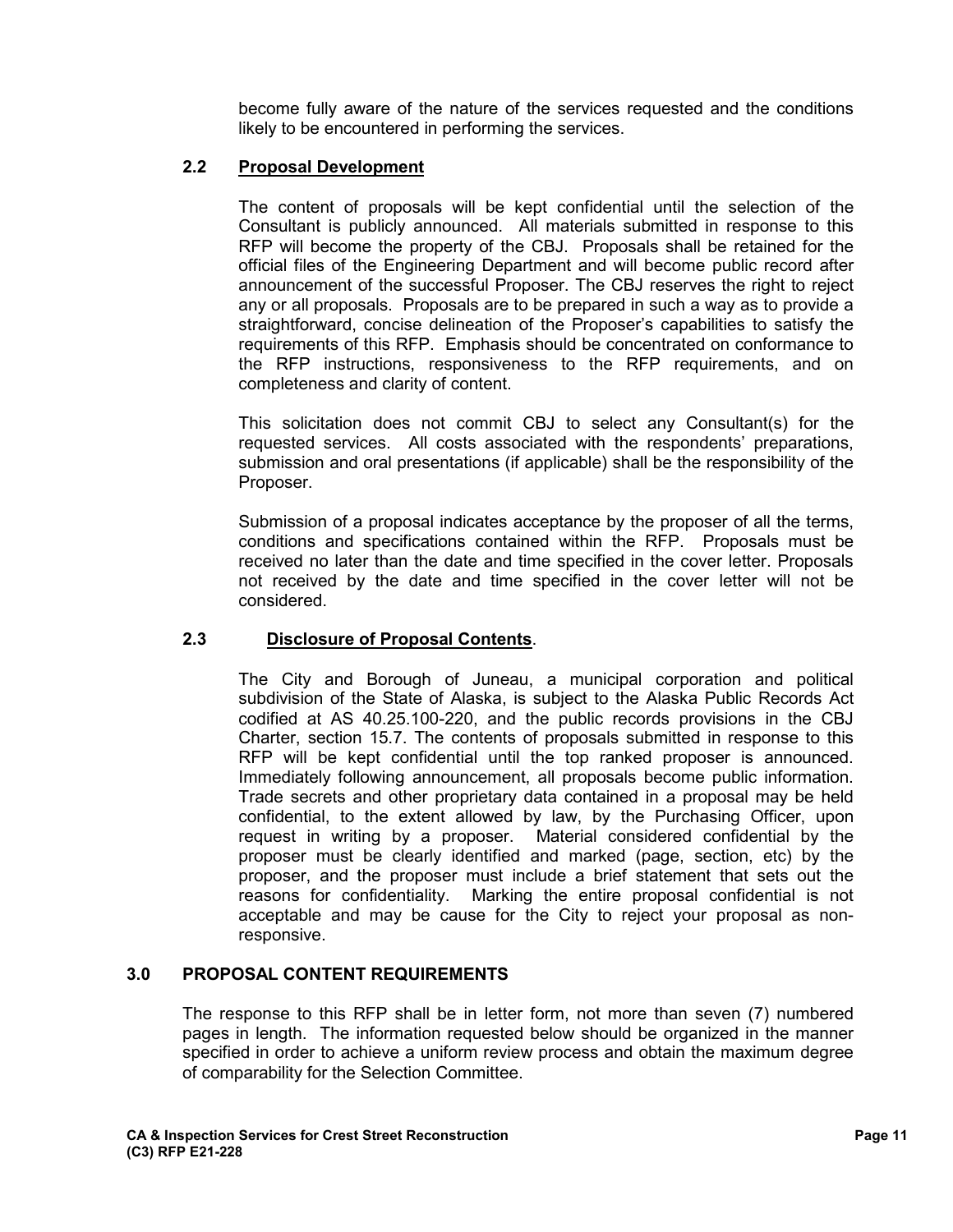become fully aware of the nature of the services requested and the conditions likely to be encountered in performing the services.

### 2.2 Proposal Development

The content of proposals will be kept confidential until the selection of the Consultant is publicly announced. All materials submitted in response to this RFP will become the property of the CBJ. Proposals shall be retained for the official files of the Engineering Department and will become public record after announcement of the successful Proposer. The CBJ reserves the right to reject any or all proposals. Proposals are to be prepared in such a way as to provide a straightforward, concise delineation of the Proposer's capabilities to satisfy the requirements of this RFP. Emphasis should be concentrated on conformance to the RFP instructions, responsiveness to the RFP requirements, and on completeness and clarity of content.

This solicitation does not commit CBJ to select any Consultant(s) for the requested services. All costs associated with the respondents' preparations, submission and oral presentations (if applicable) shall be the responsibility of the Proposer.

Submission of a proposal indicates acceptance by the proposer of all the terms, conditions and specifications contained within the RFP. Proposals must be received no later than the date and time specified in the cover letter. Proposals not received by the date and time specified in the cover letter will not be considered.

### 2.3 Disclosure of Proposal Contents.

The City and Borough of Juneau, a municipal corporation and political subdivision of the State of Alaska, is subject to the Alaska Public Records Act codified at AS 40.25.100-220, and the public records provisions in the CBJ Charter, section 15.7. The contents of proposals submitted in response to this RFP will be kept confidential until the top ranked proposer is announced. Immediately following announcement, all proposals become public information. Trade secrets and other proprietary data contained in a proposal may be held confidential, to the extent allowed by law, by the Purchasing Officer, upon request in writing by a proposer. Material considered confidential by the proposer must be clearly identified and marked (page, section, etc) by the proposer, and the proposer must include a brief statement that sets out the reasons for confidentiality. Marking the entire proposal confidential is not acceptable and may be cause for the City to reject your proposal as non-responsive.

## 3.0 PROPOSAL CONTENT REQUIREMENTS

The response to this RFP shall be in letter form, not more than seven (7) numbered pages in length. The information requested below should be organized in the manner specified in order to achieve a uniform review process and obtain the maximum degree of comparability for the Selection Committee.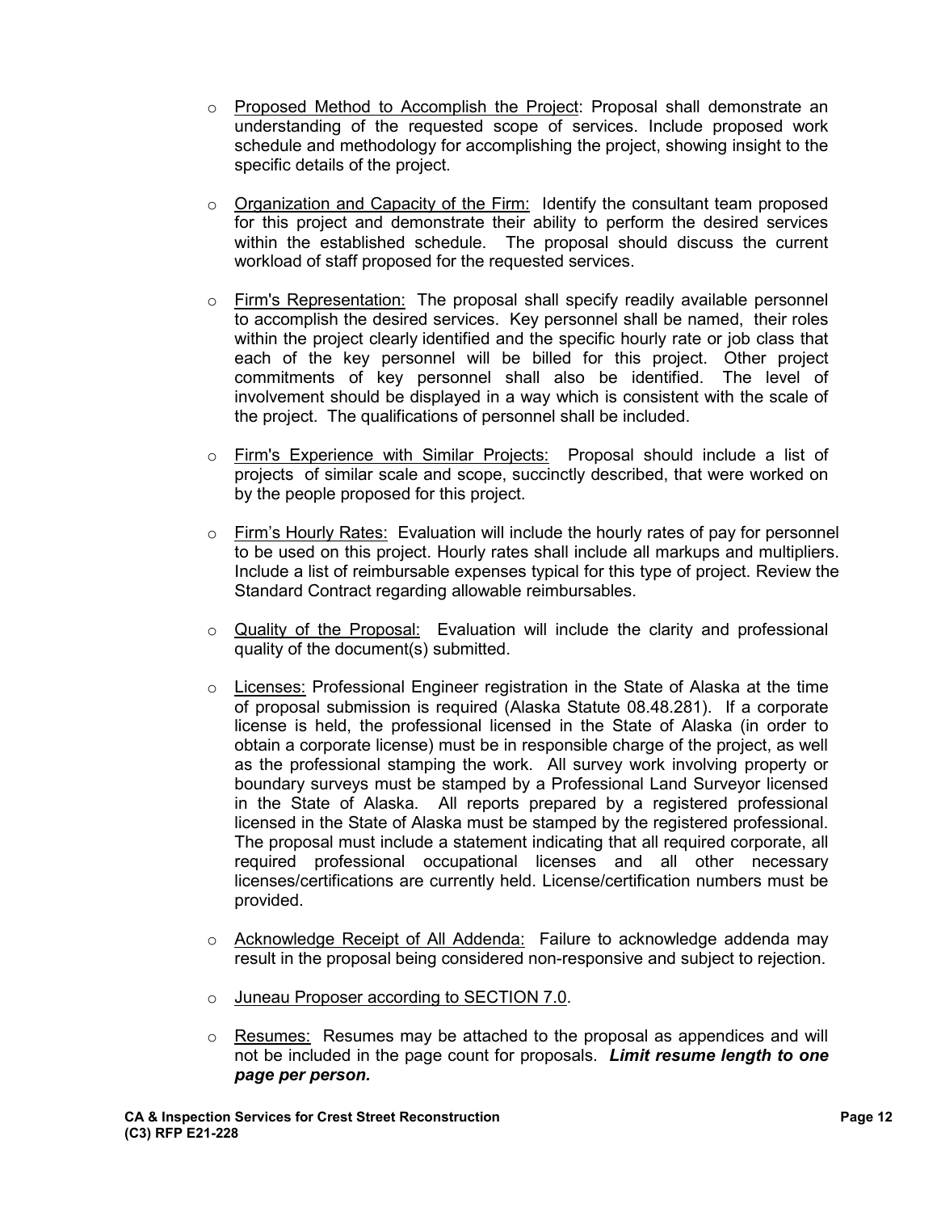- Proposed Method to Accomplish the Project: Proposal shall demonstrate an understanding of the requested scope of services. Include proposed work schedule and methodology for accomplishing the project, showing insight to the specific details of the project.

- Organization and Capacity of the Firm: Identify the consultant team proposed for this project and demonstrate their ability to perform the desired services within the established schedule. The proposal should discuss the current workload of staff proposed for the requested services.

- Firm's Representation: The proposal shall specify readily available personnel to accomplish the desired services. Key personnel shall be named, their roles within the project clearly identified and the specific hourly rate or job class that each of the key personnel will be billed for this project. Other project commitments of key personnel shall also be identified. The level of involvement should be displayed in a way which is consistent with the scale of the project. The qualifications of personnel shall be included.

- Firm's Experience with Similar Projects: Proposal should include a list of projects of similar scale and scope, succinctly described, that were worked on by the people proposed for this project.

- Firm's Hourly Rates: Evaluation will include the hourly rates of pay for personnel to be used on this project. Hourly rates shall include all markups and multipliers. Include a list of reimbursable expenses typical for this type of project. Review the Standard Contract regarding allowable reimbursables.

- Quality of the Proposal: Evaluation will include the clarity and professional quality of the document(s) submitted.

- Licenses: Professional Engineer registration in the State of Alaska at the time of proposal submission is required (Alaska Statute 08.48.281). If a corporate license is held, the professional licensed in the State of Alaska (in order to obtain a corporate license) must be in responsible charge of the project, as well as the professional stamping the work. All survey work involving property or boundary surveys must be stamped by a Professional Land Surveyor licensed in the State of Alaska. All reports prepared by a registered professional licensed in the State of Alaska must be stamped by the registered professional. The proposal must include a statement indicating that all required corporate, all required professional occupational licenses and all other necessary licenses/certifications are currently held. License/certification numbers must be provided.

- Acknowledge Receipt of All Addenda: Failure to acknowledge addenda may result in the proposal being considered non-responsive and subject to rejection.

- Juneau Proposer according to SECTION 7.0.

- Resumes: Resumes may be attached to the proposal as appendices and will not be included in the page count for proposals. ***Limit resume length to one page per person.***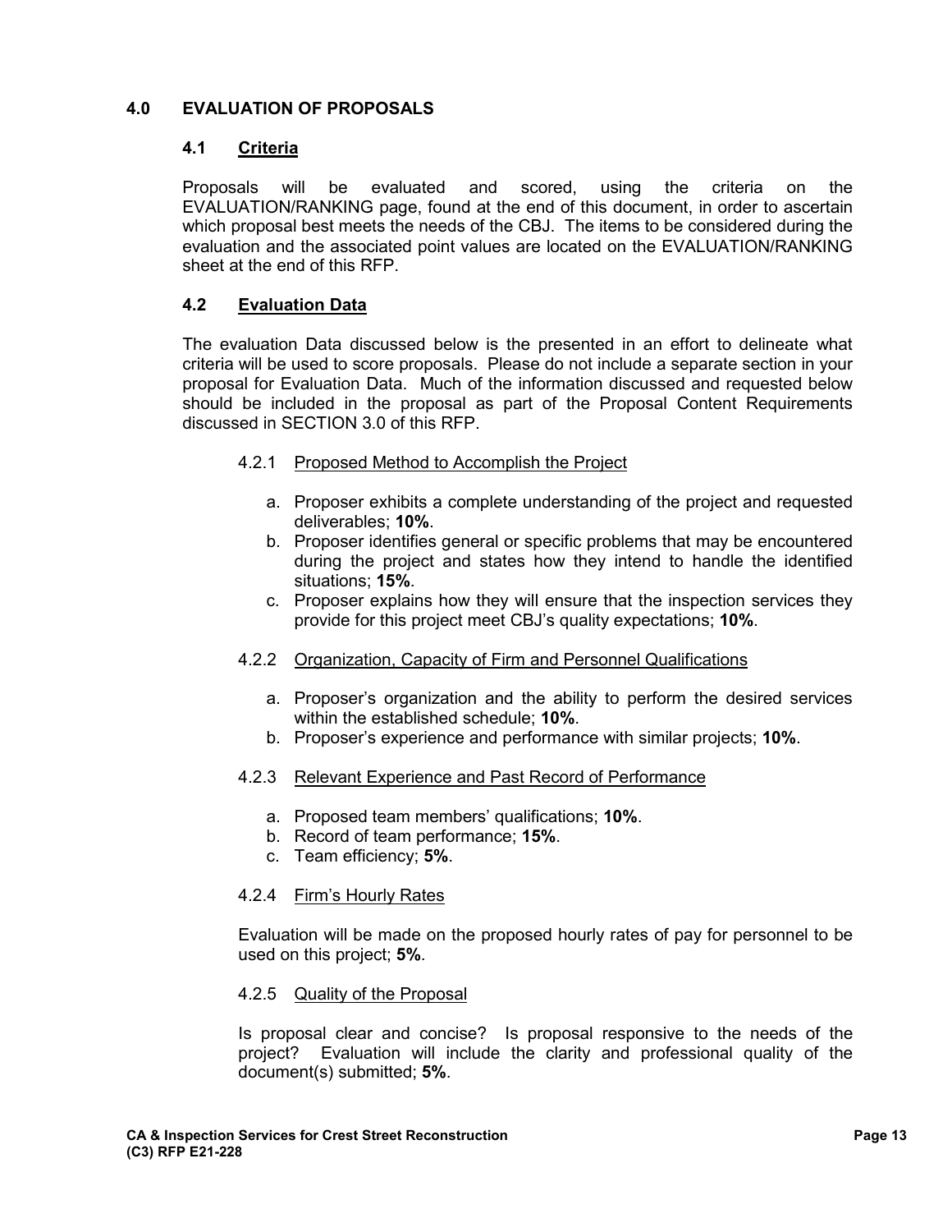## 4.0 EVALUATION OF PROPOSALS

### 4.1 Criteria

Proposals will be evaluated and scored, using the criteria on the EVALUATION/RANKING page, found at the end of this document, in order to ascertain which proposal best meets the needs of the CBJ. The items to be considered during the evaluation and the associated point values are located on the EVALUATION/RANKING sheet at the end of this RFP.

### 4.2 Evaluation Data

The evaluation Data discussed below is the presented in an effort to delineate what criteria will be used to score proposals. Please do not include a separate section in your proposal for Evaluation Data. Much of the information discussed and requested below should be included in the proposal as part of the Proposal Content Requirements discussed in SECTION 3.0 of this RFP.

#### 4.2.1 Proposed Method to Accomplish the Project

a. Proposer exhibits a complete understanding of the project and requested deliverables; **10%**.
b. Proposer identifies general or specific problems that may be encountered during the project and states how they intend to handle the identified situations; **15%**.
c. Proposer explains how they will ensure that the inspection services they provide for this project meet CBJ's quality expectations; **10%**.

#### 4.2.2 Organization, Capacity of Firm and Personnel Qualifications

a. Proposer's organization and the ability to perform the desired services within the established schedule; **10%**.
b. Proposer's experience and performance with similar projects; **10%**.

#### 4.2.3 Relevant Experience and Past Record of Performance

a. Proposed team members' qualifications; **10%**.
b. Record of team performance; **15%**.
c. Team efficiency; **5%**.

#### 4.2.4 Firm's Hourly Rates

Evaluation will be made on the proposed hourly rates of pay for personnel to be used on this project; **5%**.

#### 4.2.5 Quality of the Proposal

Is proposal clear and concise? Is proposal responsive to the needs of the project? Evaluation will include the clarity and professional quality of the document(s) submitted; **5%**.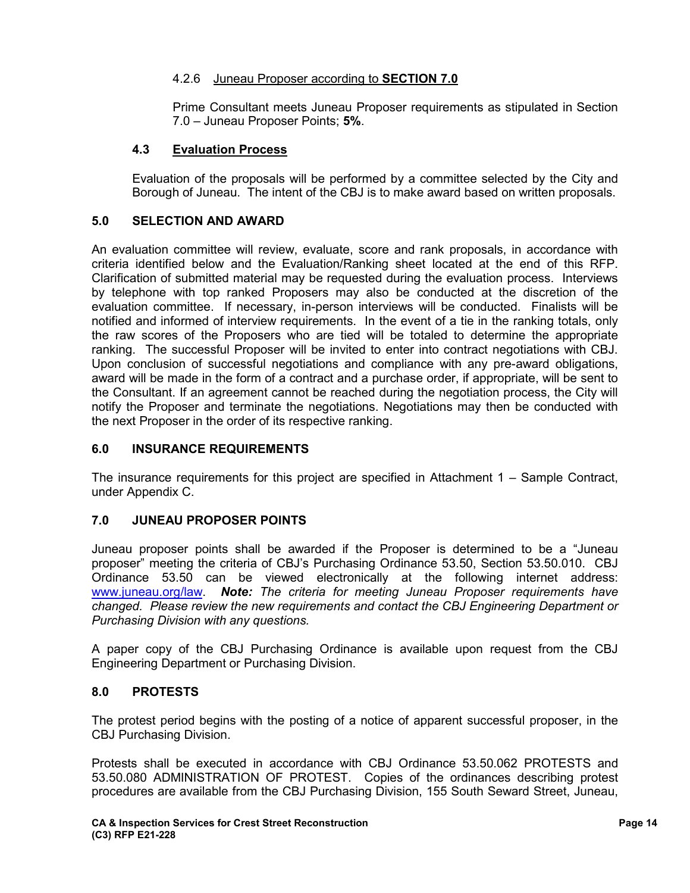#### 4.2.6 Juneau Proposer according to **SECTION 7.0**

Prime Consultant meets Juneau Proposer requirements as stipulated in Section 7.0 – Juneau Proposer Points; **5%**.

### 4.3 Evaluation Process

Evaluation of the proposals will be performed by a committee selected by the City and Borough of Juneau. The intent of the CBJ is to make award based on written proposals.

## 5.0 SELECTION AND AWARD

An evaluation committee will review, evaluate, score and rank proposals, in accordance with criteria identified below and the Evaluation/Ranking sheet located at the end of this RFP. Clarification of submitted material may be requested during the evaluation process. Interviews by telephone with top ranked Proposers may also be conducted at the discretion of the evaluation committee. If necessary, in-person interviews will be conducted. Finalists will be notified and informed of interview requirements. In the event of a tie in the ranking totals, only the raw scores of the Proposers who are tied will be totaled to determine the appropriate ranking. The successful Proposer will be invited to enter into contract negotiations with CBJ. Upon conclusion of successful negotiations and compliance with any pre-award obligations, award will be made in the form of a contract and a purchase order, if appropriate, will be sent to the Consultant. If an agreement cannot be reached during the negotiation process, the City will notify the Proposer and terminate the negotiations. Negotiations may then be conducted with the next Proposer in the order of its respective ranking.

## 6.0 INSURANCE REQUIREMENTS

The insurance requirements for this project are specified in Attachment 1 – Sample Contract, under Appendix C.

## 7.0 JUNEAU PROPOSER POINTS

Juneau proposer points shall be awarded if the Proposer is determined to be a "Juneau proposer" meeting the criteria of CBJ's Purchasing Ordinance 53.50, Section 53.50.010. CBJ Ordinance 53.50 can be viewed electronically at the following internet address: www.juneau.org/law. ***Note:*** *The criteria for meeting Juneau Proposer requirements have changed. Please review the new requirements and contact the CBJ Engineering Department or Purchasing Division with any questions.*

A paper copy of the CBJ Purchasing Ordinance is available upon request from the CBJ Engineering Department or Purchasing Division.

## 8.0 PROTESTS

The protest period begins with the posting of a notice of apparent successful proposer, in the CBJ Purchasing Division.

Protests shall be executed in accordance with CBJ Ordinance 53.50.062 PROTESTS and 53.50.080 ADMINISTRATION OF PROTEST. Copies of the ordinances describing protest procedures are available from the CBJ Purchasing Division, 155 South Seward Street, Juneau,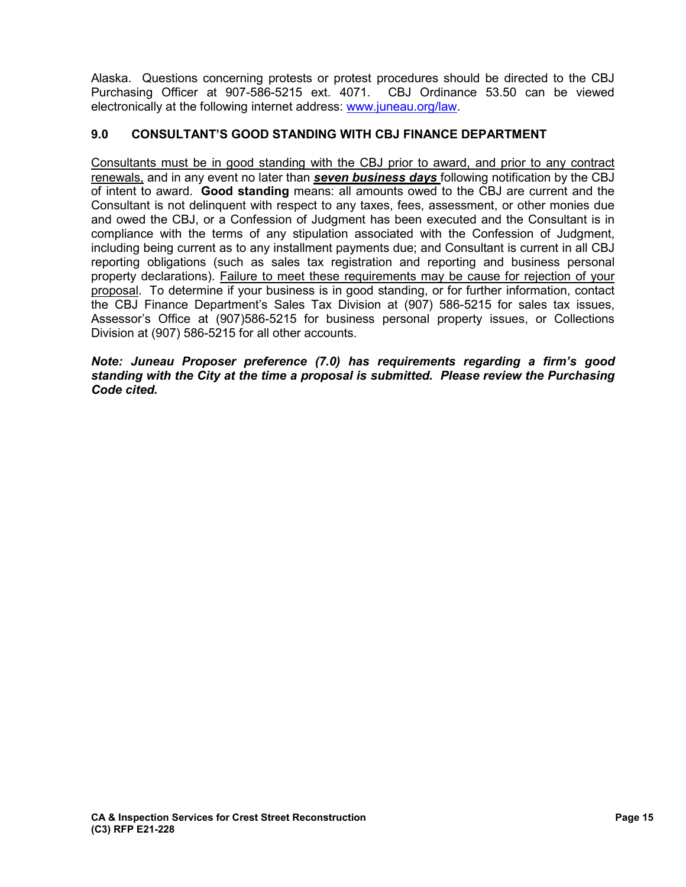Alaska. Questions concerning protests or protest procedures should be directed to the CBJ Purchasing Officer at 907-586-5215 ext. 4071. CBJ Ordinance 53.50 can be viewed electronically at the following internet address: www.juneau.org/law.

## 9.0 CONSULTANT'S GOOD STANDING WITH CBJ FINANCE DEPARTMENT

Consultants must be in good standing with the CBJ prior to award, and prior to any contract renewals, and in any event no later than ***seven business days*** following notification by the CBJ of intent to award. **Good standing** means: all amounts owed to the CBJ are current and the Consultant is not delinquent with respect to any taxes, fees, assessment, or other monies due and owed the CBJ, or a Confession of Judgment has been executed and the Consultant is in compliance with the terms of any stipulation associated with the Confession of Judgment, including being current as to any installment payments due; and Consultant is current in all CBJ reporting obligations (such as sales tax registration and reporting and business personal property declarations). Failure to meet these requirements may be cause for rejection of your proposal. To determine if your business is in good standing, or for further information, contact the CBJ Finance Department's Sales Tax Division at (907) 586-5215 for sales tax issues, Assessor's Office at (907)586-5215 for business personal property issues, or Collections Division at (907) 586-5215 for all other accounts.

***Note: Juneau Proposer preference (7.0) has requirements regarding a firm's good standing with the City at the time a proposal is submitted. Please review the Purchasing Code cited.***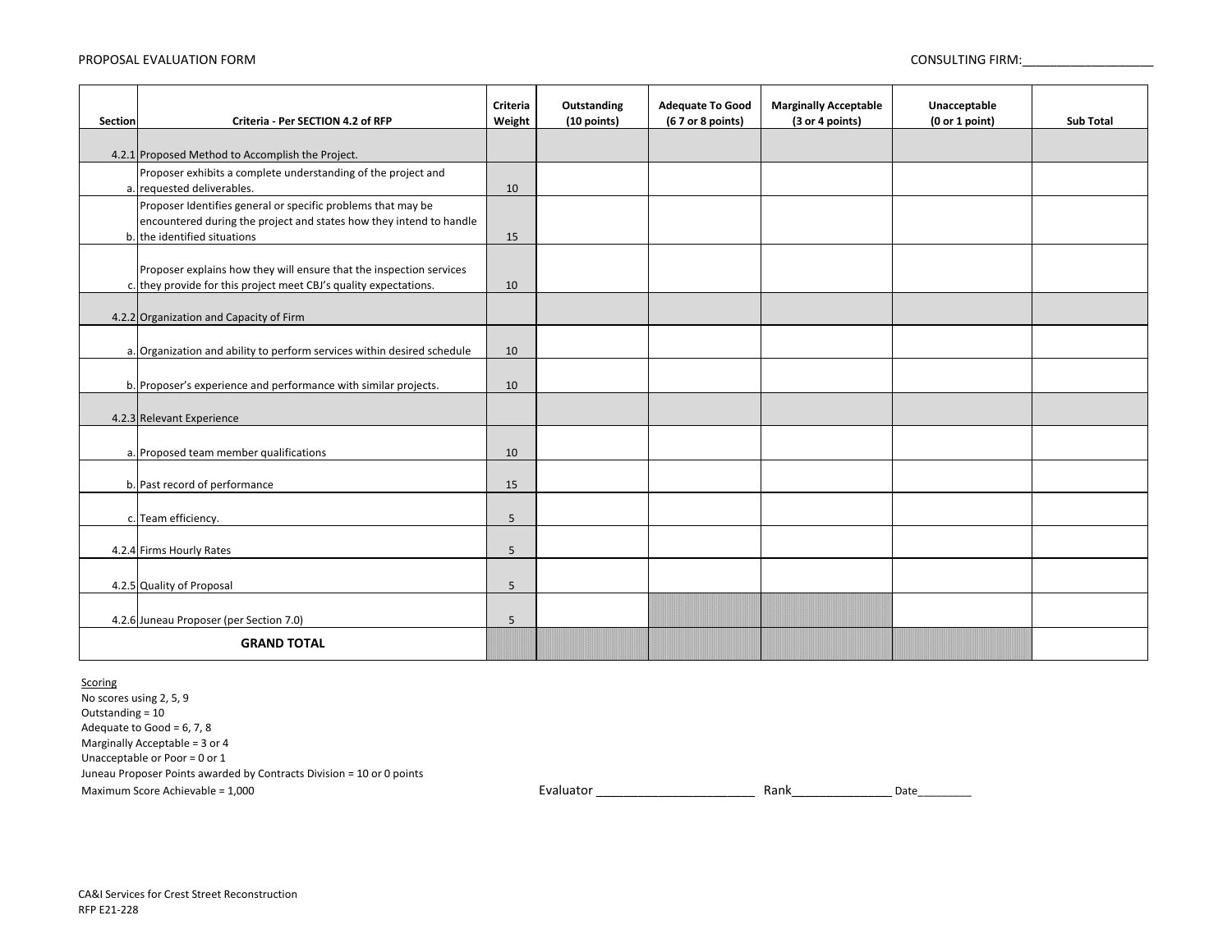PROPOSAL EVALUATION FORM

CONSULTING FIRM:___________________

| Section | Criteria - Per SECTION 4.2 of RFP | Criteria Weight | Outstanding (10 points) | Adequate To Good (6 7 or 8 points) | Marginally Acceptable (3 or 4 points) | Unacceptable (0 or 1 point) | Sub Total |
|---|---|---|---|---|---|---|---|
| 4.2.1 | Proposed Method to Accomplish the Project. | | | | | | |
| a. | Proposer exhibits a complete understanding of the project and requested deliverables. | 10 | | | | | |
| b. | Proposer Identifies general or specific problems that may be encountered during the project and states how they intend to handle the identified situations | 15 | | | | | |
| c. | Proposer explains how they will ensure that the inspection services they provide for this project meet CBJ's quality expectations. | 10 | | | | | |
| 4.2.2 | Organization and Capacity of Firm | | | | | | |
| a. | Organization and ability to perform services within desired schedule | 10 | | | | | |
| b. | Proposer's experience and performance with similar projects. | 10 | | | | | |
| 4.2.3 | Relevant Experience | | | | | | |
| a. | Proposed team member qualifications | 10 | | | | | |
| b. | Past record of performance | 15 | | | | | |
| c. | Team efficiency. | 5 | | | | | |
| 4.2.4 | Firms Hourly Rates | 5 | | | | | |
| 4.2.5 | Quality of Proposal | 5 | | | | | |
| 4.2.6 | Juneau Proposer (per Section 7.0) | 5 | | | | | |
| | **GRAND TOTAL** | | | | | | |

Scoring
No scores using 2, 5, 9
Outstanding = 10
Adequate to Good = 6, 7, 8
Marginally Acceptable = 3 or 4
Unacceptable or Poor = 0 or 1
Juneau Proposer Points awarded by Contracts Division = 10 or 0 points
Maximum Score Achievable = 1,000

Evaluator _______________________ Rank______________ Date_________

CA&I Services for Crest Street Reconstruction
RFP E21-228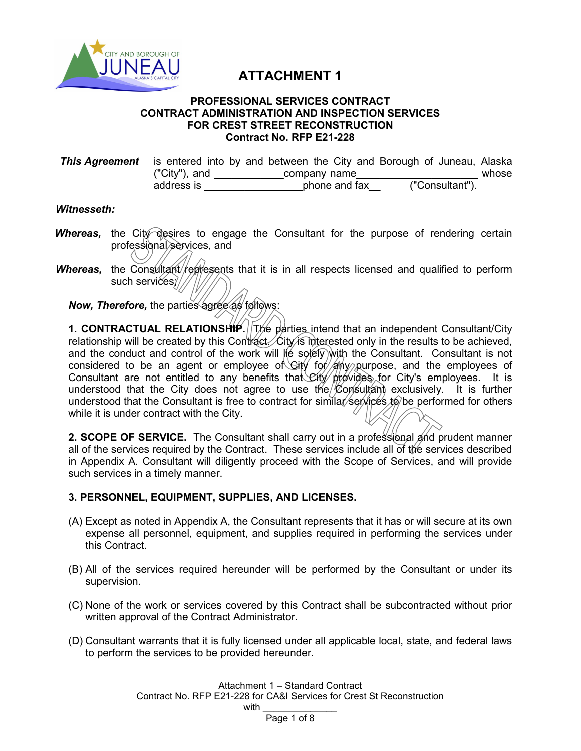# ATTACHMENT 1

## PROFESSIONAL SERVICES CONTRACT
## CONTRACT ADMINISTRATION AND INSPECTION SERVICES
## FOR CREST STREET RECONSTRUCTION
## Contract No. RFP E21-228

***This Agreement*** is entered into by and between the City and Borough of Juneau, Alaska ("City"), and ____________company name_____________________ whose address is _________________phone and fax__ ("Consultant").

***Witnesseth:***

***Whereas,*** the City desires to engage the Consultant for the purpose of rendering certain professional services, and

***Whereas,*** the Consultant represents that it is in all respects licensed and qualified to perform such services;

***Now, Therefore,*** the parties agree as follows:

**1. CONTRACTUAL RELATIONSHIP.** The parties intend that an independent Consultant/City relationship will be created by this Contract. City is interested only in the results to be achieved, and the conduct and control of the work will lie solely with the Consultant. Consultant is not considered to be an agent or employee of City for any purpose, and the employees of Consultant are not entitled to any benefits that City provides for City's employees. It is understood that the City does not agree to use the Consultant exclusively. It is further understood that the Consultant is free to contract for similar services to be performed for others while it is under contract with the City.

**2. SCOPE OF SERVICE.** The Consultant shall carry out in a professional and prudent manner all of the services required by the Contract. These services include all of the services described in Appendix A. Consultant will diligently proceed with the Scope of Services, and will provide such services in a timely manner.

**3. PERSONNEL, EQUIPMENT, SUPPLIES, AND LICENSES.**

(A) Except as noted in Appendix A, the Consultant represents that it has or will secure at its own expense all personnel, equipment, and supplies required in performing the services under this Contract.

(B) All of the services required hereunder will be performed by the Consultant or under its supervision.

(C) None of the work or services covered by this Contract shall be subcontracted without prior written approval of the Contract Administrator.

(D) Consultant warrants that it is fully licensed under all applicable local, state, and federal laws to perform the services to be provided hereunder.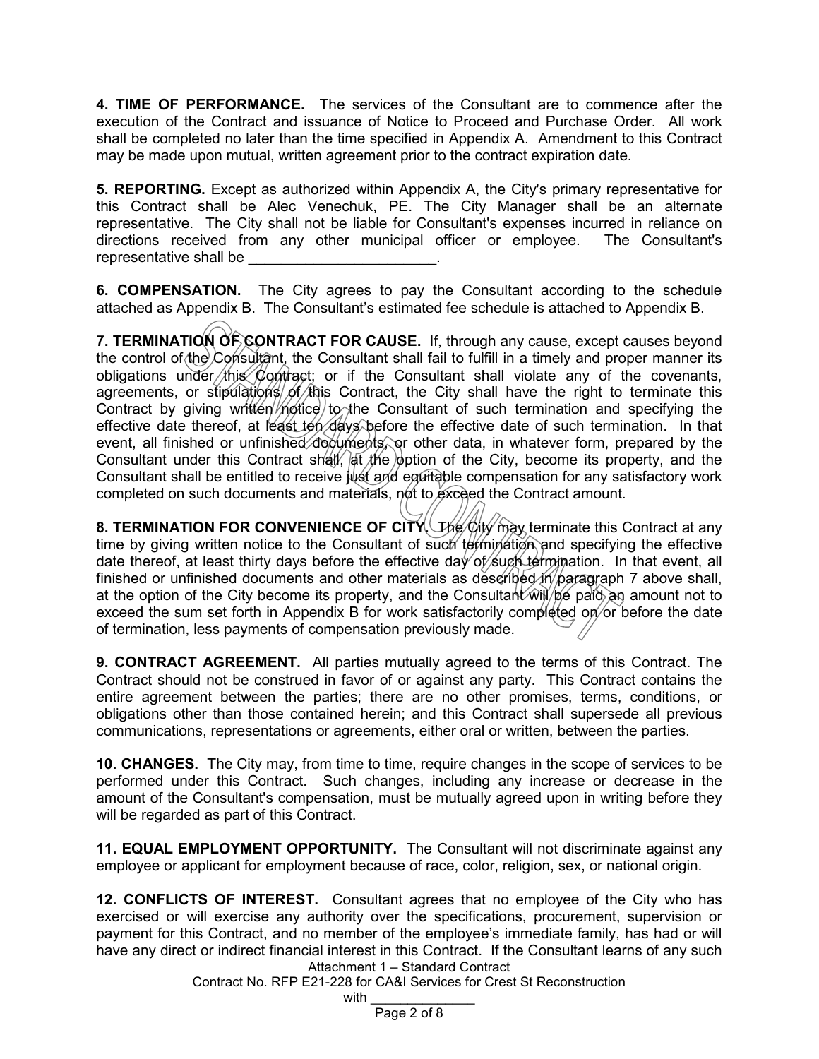**4. TIME OF PERFORMANCE.** The services of the Consultant are to commence after the execution of the Contract and issuance of Notice to Proceed and Purchase Order. All work shall be completed no later than the time specified in Appendix A. Amendment to this Contract may be made upon mutual, written agreement prior to the contract expiration date.

**5. REPORTING.** Except as authorized within Appendix A, the City's primary representative for this Contract shall be Alec Venechuk, PE. The City Manager shall be an alternate representative. The City shall not be liable for Consultant's expenses incurred in reliance on directions received from any other municipal officer or employee. The Consultant's representative shall be _______________________.

**6. COMPENSATION.** The City agrees to pay the Consultant according to the schedule attached as Appendix B. The Consultant's estimated fee schedule is attached to Appendix B.

**7. TERMINATION OF CONTRACT FOR CAUSE.** If, through any cause, except causes beyond the control of the Consultant, the Consultant shall fail to fulfill in a timely and proper manner its obligations under this Contract; or if the Consultant shall violate any of the covenants, agreements, or stipulations of this Contract, the City shall have the right to terminate this Contract by giving written notice to the Consultant of such termination and specifying the effective date thereof, at least ten days before the effective date of such termination. In that event, all finished or unfinished documents, or other data, in whatever form, prepared by the Consultant under this Contract shall, at the option of the City, become its property, and the Consultant shall be entitled to receive just and equitable compensation for any satisfactory work completed on such documents and materials, not to exceed the Contract amount.

**8. TERMINATION FOR CONVENIENCE OF CITY.** The City may terminate this Contract at any time by giving written notice to the Consultant of such termination and specifying the effective date thereof, at least thirty days before the effective day of such termination. In that event, all finished or unfinished documents and other materials as described in paragraph 7 above shall, at the option of the City become its property, and the Consultant will be paid an amount not to exceed the sum set forth in Appendix B for work satisfactorily completed on or before the date of termination, less payments of compensation previously made.

**9. CONTRACT AGREEMENT.** All parties mutually agreed to the terms of this Contract. The Contract should not be construed in favor of or against any party. This Contract contains the entire agreement between the parties; there are no other promises, terms, conditions, or obligations other than those contained herein; and this Contract shall supersede all previous communications, representations or agreements, either oral or written, between the parties.

**10. CHANGES.** The City may, from time to time, require changes in the scope of services to be performed under this Contract. Such changes, including any increase or decrease in the amount of the Consultant's compensation, must be mutually agreed upon in writing before they will be regarded as part of this Contract.

**11. EQUAL EMPLOYMENT OPPORTUNITY.** The Consultant will not discriminate against any employee or applicant for employment because of race, color, religion, sex, or national origin.

**12. CONFLICTS OF INTEREST.** Consultant agrees that no employee of the City who has exercised or will exercise any authority over the specifications, procurement, supervision or payment for this Contract, and no member of the employee's immediate family, has had or will have any direct or indirect financial interest in this Contract. If the Consultant learns of any such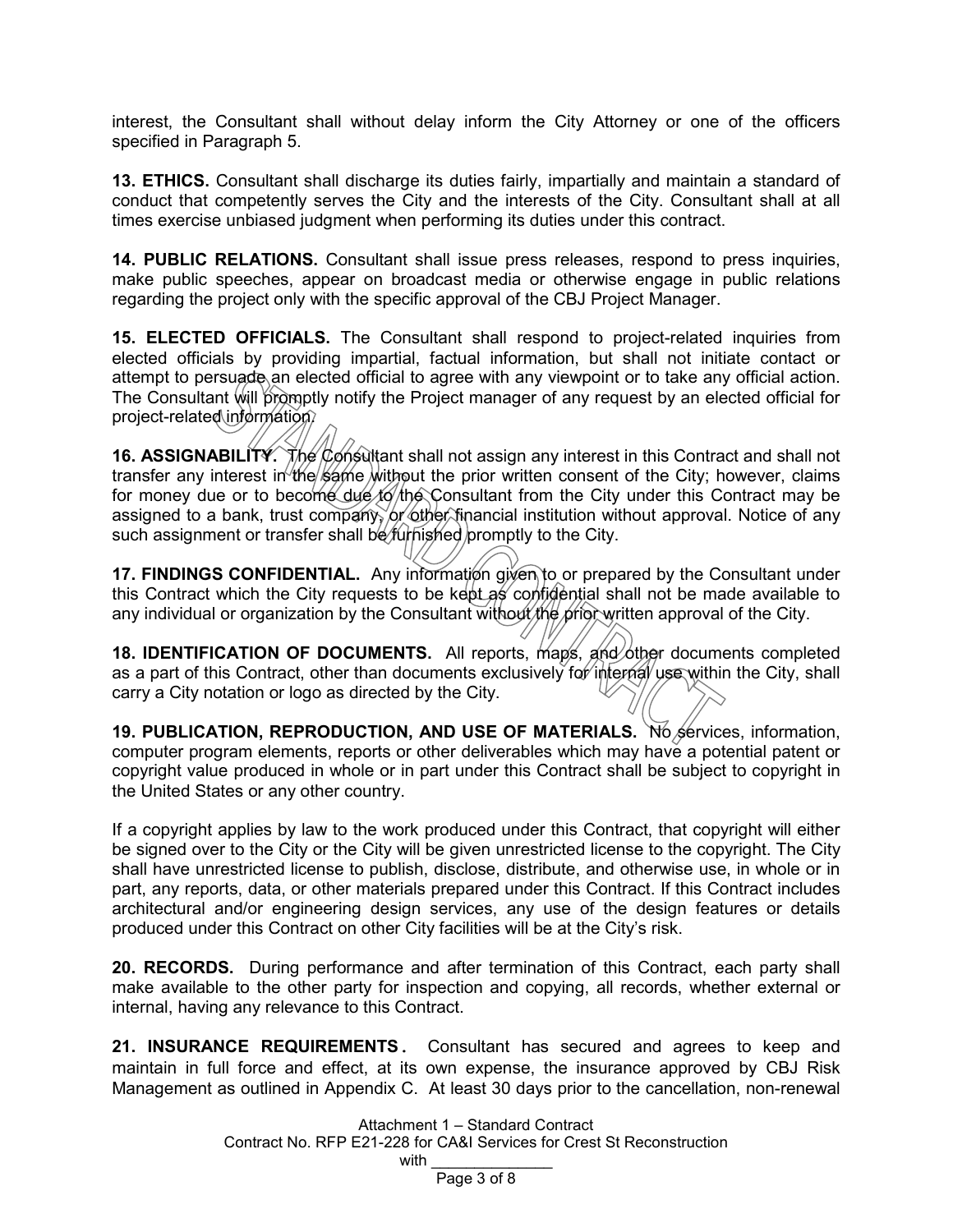interest, the Consultant shall without delay inform the City Attorney or one of the officers specified in Paragraph 5.

**13. ETHICS.** Consultant shall discharge its duties fairly, impartially and maintain a standard of conduct that competently serves the City and the interests of the City. Consultant shall at all times exercise unbiased judgment when performing its duties under this contract.

**14. PUBLIC RELATIONS.** Consultant shall issue press releases, respond to press inquiries, make public speeches, appear on broadcast media or otherwise engage in public relations regarding the project only with the specific approval of the CBJ Project Manager.

**15. ELECTED OFFICIALS.** The Consultant shall respond to project-related inquiries from elected officials by providing impartial, factual information, but shall not initiate contact or attempt to persuade an elected official to agree with any viewpoint or to take any official action. The Consultant will promptly notify the Project manager of any request by an elected official for project-related information.

**16. ASSIGNABILITY.** The Consultant shall not assign any interest in this Contract and shall not transfer any interest in the same without the prior written consent of the City; however, claims for money due or to become due to the Consultant from the City under this Contract may be assigned to a bank, trust company, or other financial institution without approval. Notice of any such assignment or transfer shall be furnished promptly to the City.

**17. FINDINGS CONFIDENTIAL.** Any information given to or prepared by the Consultant under this Contract which the City requests to be kept as confidential shall not be made available to any individual or organization by the Consultant without the prior written approval of the City.

**18. IDENTIFICATION OF DOCUMENTS.** All reports, maps, and other documents completed as a part of this Contract, other than documents exclusively for internal use within the City, shall carry a City notation or logo as directed by the City.

**19. PUBLICATION, REPRODUCTION, AND USE OF MATERIALS.** No services, information, computer program elements, reports or other deliverables which may have a potential patent or copyright value produced in whole or in part under this Contract shall be subject to copyright in the United States or any other country.

If a copyright applies by law to the work produced under this Contract, that copyright will either be signed over to the City or the City will be given unrestricted license to the copyright. The City shall have unrestricted license to publish, disclose, distribute, and otherwise use, in whole or in part, any reports, data, or other materials prepared under this Contract. If this Contract includes architectural and/or engineering design services, any use of the design features or details produced under this Contract on other City facilities will be at the City's risk.

**20. RECORDS.** During performance and after termination of this Contract, each party shall make available to the other party for inspection and copying, all records, whether external or internal, having any relevance to this Contract.

**21. INSURANCE REQUIREMENTS.** Consultant has secured and agrees to keep and maintain in full force and effect, at its own expense, the insurance approved by CBJ Risk Management as outlined in Appendix C. At least 30 days prior to the cancellation, non-renewal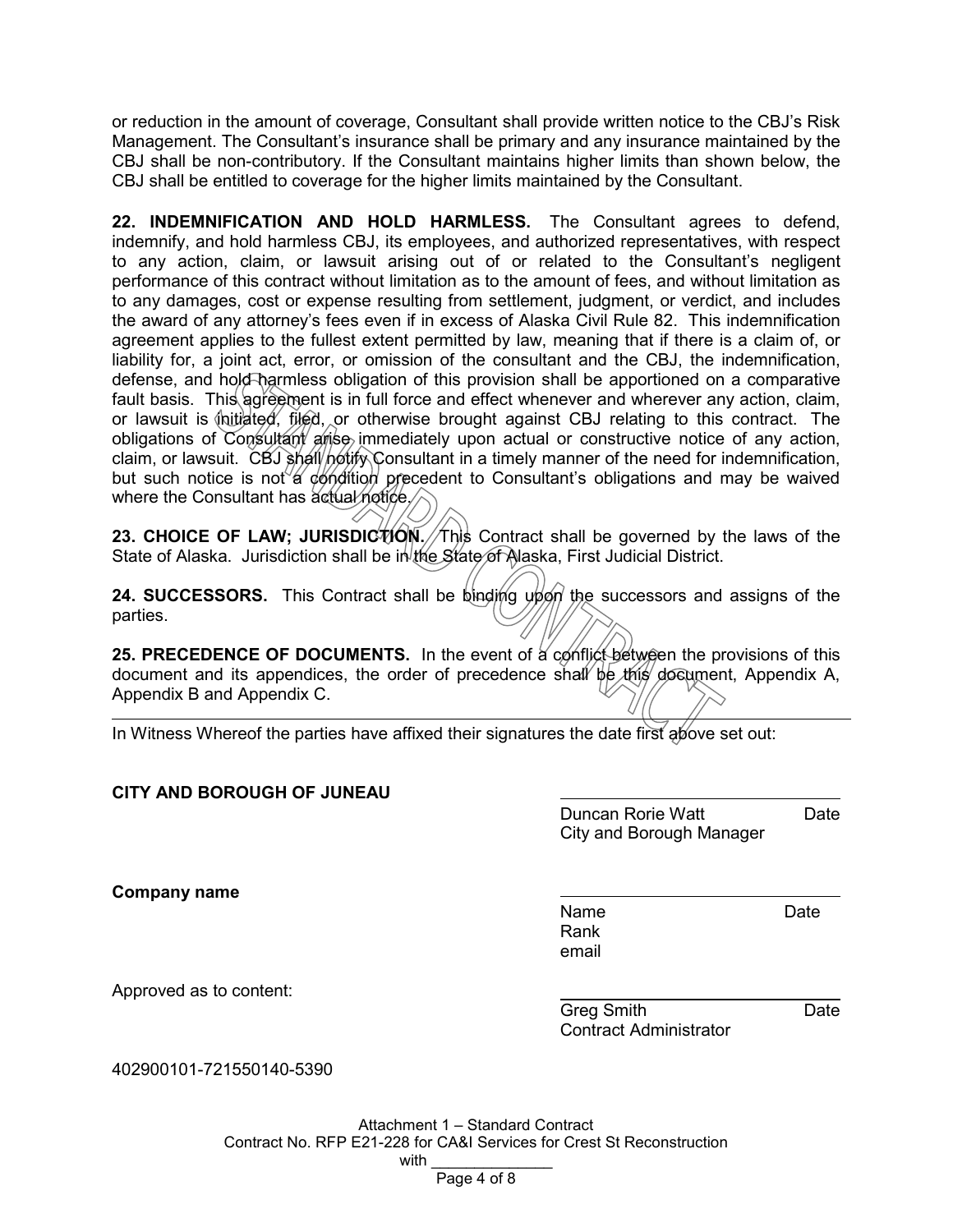or reduction in the amount of coverage, Consultant shall provide written notice to the CBJ's Risk Management. The Consultant's insurance shall be primary and any insurance maintained by the CBJ shall be non-contributory. If the Consultant maintains higher limits than shown below, the CBJ shall be entitled to coverage for the higher limits maintained by the Consultant.

**22. INDEMNIFICATION AND HOLD HARMLESS.** The Consultant agrees to defend, indemnify, and hold harmless CBJ, its employees, and authorized representatives, with respect to any action, claim, or lawsuit arising out of or related to the Consultant's negligent performance of this contract without limitation as to the amount of fees, and without limitation as to any damages, cost or expense resulting from settlement, judgment, or verdict, and includes the award of any attorney's fees even if in excess of Alaska Civil Rule 82. This indemnification agreement applies to the fullest extent permitted by law, meaning that if there is a claim of, or liability for, a joint act, error, or omission of the consultant and the CBJ, the indemnification, defense, and hold harmless obligation of this provision shall be apportioned on a comparative fault basis. This agreement is in full force and effect whenever and wherever any action, claim, or lawsuit is initiated, filed, or otherwise brought against CBJ relating to this contract. The obligations of Consultant arise immediately upon actual or constructive notice of any action, claim, or lawsuit. CBJ shall notify Consultant in a timely manner of the need for indemnification, but such notice is not a condition precedent to Consultant's obligations and may be waived where the Consultant has actual notice.

**23. CHOICE OF LAW; JURISDICTION.** This Contract shall be governed by the laws of the State of Alaska. Jurisdiction shall be in the State of Alaska, First Judicial District.

**24. SUCCESSORS.** This Contract shall be binding upon the successors and assigns of the parties.

**25. PRECEDENCE OF DOCUMENTS.** In the event of a conflict between the provisions of this document and its appendices, the order of precedence shall be this document, Appendix A, Appendix B and Appendix C.

---

In Witness Whereof the parties have affixed their signatures the date first above set out:

**CITY AND BOROUGH OF JUNEAU**

\_\_\_\_\_\_\_\_\_\_\_\_\_\_\_\_\_\_\_\_\_\_\_\_\_\_\_\_\_\_
Duncan Rorie Watt &nbsp;&nbsp;&nbsp;&nbsp;&nbsp;&nbsp;&nbsp;&nbsp;&nbsp; Date
City and Borough Manager

**Company name**

\_\_\_\_\_\_\_\_\_\_\_\_\_\_\_\_\_\_\_\_\_\_\_\_\_\_\_\_\_\_
Name &nbsp;&nbsp;&nbsp;&nbsp;&nbsp;&nbsp;&nbsp;&nbsp;&nbsp; Date
Rank
email

Approved as to content:

\_\_\_\_\_\_\_\_\_\_\_\_\_\_\_\_\_\_\_\_\_\_\_\_\_\_\_\_\_\_
Greg Smith &nbsp;&nbsp;&nbsp;&nbsp;&nbsp;&nbsp;&nbsp;&nbsp;&nbsp; Date
Contract Administrator

402900101-721550140-5390

Attachment 1 – Standard Contract
Contract No. RFP E21-228 for CA&I Services for Crest St Reconstruction
with \_\_\_\_\_\_\_\_\_\_\_\_\_\_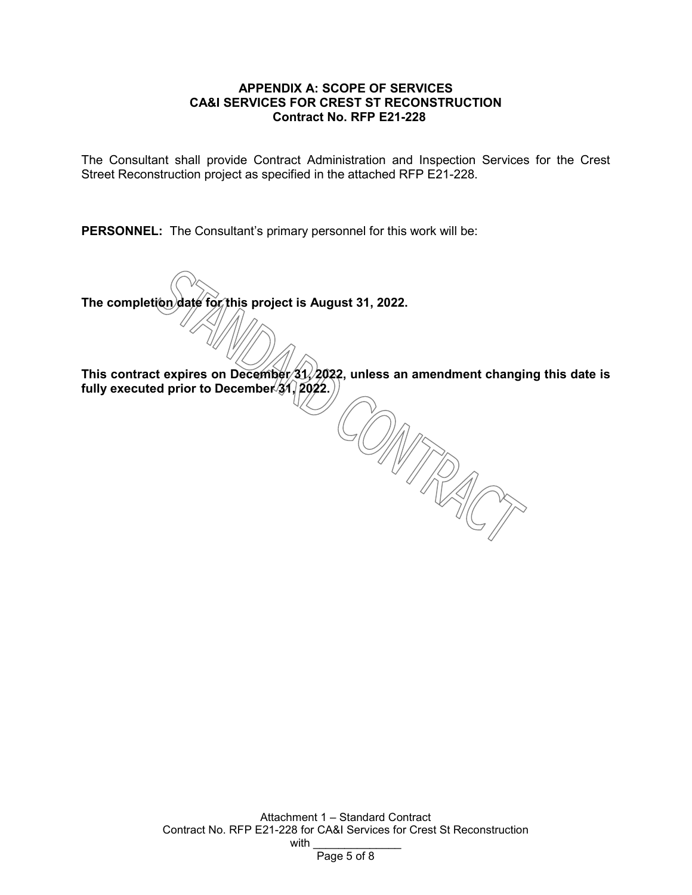# APPENDIX A: SCOPE OF SERVICES
## CA&I SERVICES FOR CREST ST RECONSTRUCTION
### Contract No. RFP E21-228

The Consultant shall provide Contract Administration and Inspection Services for the Crest Street Reconstruction project as specified in the attached RFP E21-228.

**PERSONNEL:** The Consultant's primary personnel for this work will be:

**The completion date for this project is August 31, 2022.**

**This contract expires on December 31, 2022, unless an amendment changing this date is fully executed prior to December 31, 2022.**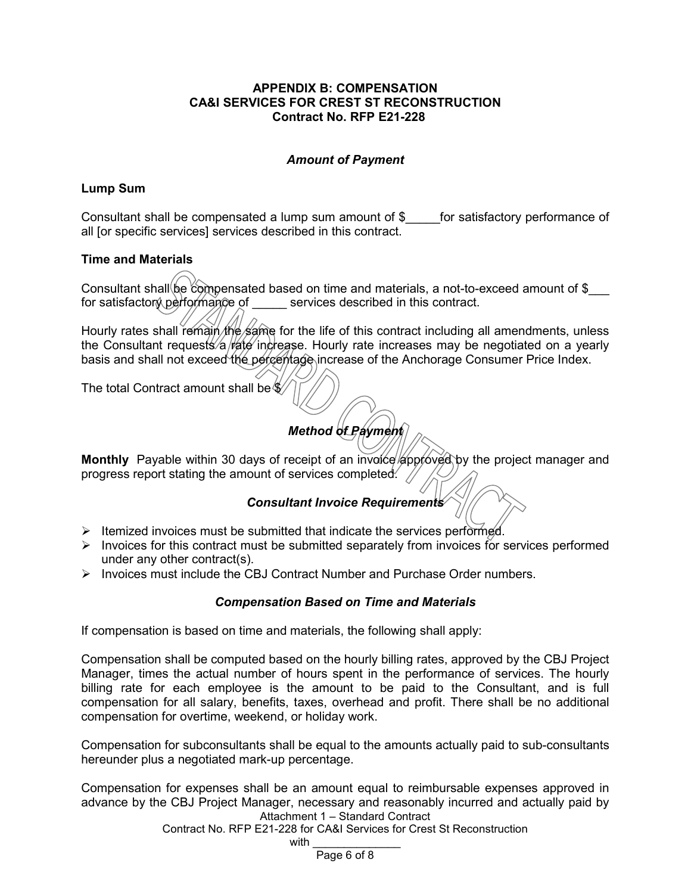**APPENDIX B: COMPENSATION**
**CA&I SERVICES FOR CREST ST RECONSTRUCTION**
**Contract No. RFP E21-228**

### *Amount of Payment*

**Lump Sum**

Consultant shall be compensated a lump sum amount of $_____for satisfactory performance of all [or specific services] services described in this contract.

**Time and Materials**

Consultant shall be compensated based on time and materials, a not-to-exceed amount of $___ for satisfactory performance of _____ services described in this contract.

Hourly rates shall remain the same for the life of this contract including all amendments, unless the Consultant requests a rate increase. Hourly rate increases may be negotiated on a yearly basis and shall not exceed the percentage increase of the Anchorage Consumer Price Index.

The total Contract amount shall be $

### *Method of Payment*

**Monthly** Payable within 30 days of receipt of an invoice approved by the project manager and progress report stating the amount of services completed.

### *Consultant Invoice Requirements*

- Itemized invoices must be submitted that indicate the services performed.
- Invoices for this contract must be submitted separately from invoices for services performed under any other contract(s).
- Invoices must include the CBJ Contract Number and Purchase Order numbers.

### *Compensation Based on Time and Materials*

If compensation is based on time and materials, the following shall apply:

Compensation shall be computed based on the hourly billing rates, approved by the CBJ Project Manager, times the actual number of hours spent in the performance of services. The hourly billing rate for each employee is the amount to be paid to the Consultant, and is full compensation for all salary, benefits, taxes, overhead and profit. There shall be no additional compensation for overtime, weekend, or holiday work.

Compensation for subconsultants shall be equal to the amounts actually paid to sub-consultants hereunder plus a negotiated mark-up percentage.

Compensation for expenses shall be an amount equal to reimbursable expenses approved in advance by the CBJ Project Manager, necessary and reasonably incurred and actually paid by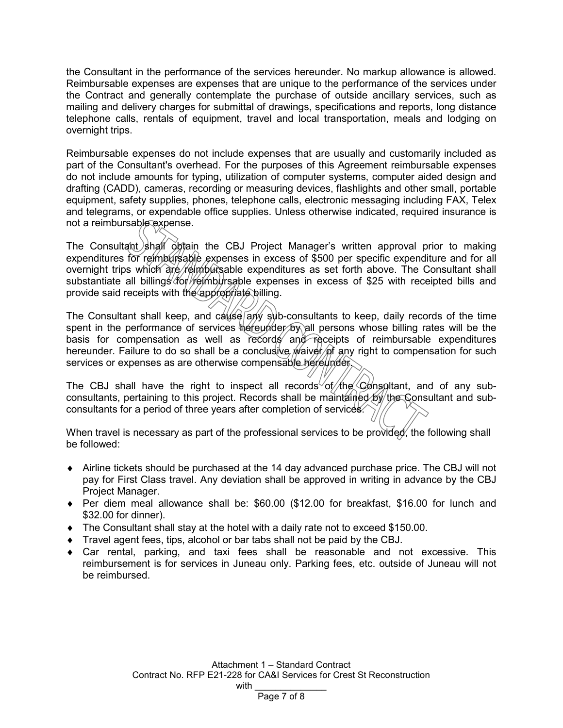the Consultant in the performance of the services hereunder. No markup allowance is allowed. Reimbursable expenses are expenses that are unique to the performance of the services under the Contract and generally contemplate the purchase of outside ancillary services, such as mailing and delivery charges for submittal of drawings, specifications and reports, long distance telephone calls, rentals of equipment, travel and local transportation, meals and lodging on overnight trips.

Reimbursable expenses do not include expenses that are usually and customarily included as part of the Consultant's overhead. For the purposes of this Agreement reimbursable expenses do not include amounts for typing, utilization of computer systems, computer aided design and drafting (CADD), cameras, recording or measuring devices, flashlights and other small, portable equipment, safety supplies, phones, telephone calls, electronic messaging including FAX, Telex and telegrams, or expendable office supplies. Unless otherwise indicated, required insurance is not a reimbursable expense.

The Consultant shall obtain the CBJ Project Manager's written approval prior to making expenditures for reimbursable expenses in excess of $500 per specific expenditure and for all overnight trips which are reimbursable expenditures as set forth above. The Consultant shall substantiate all billings for reimbursable expenses in excess of $25 with receipted bills and provide said receipts with the appropriate billing.

The Consultant shall keep, and cause any sub-consultants to keep, daily records of the time spent in the performance of services hereunder by all persons whose billing rates will be the basis for compensation as well as records and receipts of reimbursable expenditures hereunder. Failure to do so shall be a conclusive waiver of any right to compensation for such services or expenses as are otherwise compensable hereunder.

The CBJ shall have the right to inspect all records of the Consultant, and of any sub-consultants, pertaining to this project. Records shall be maintained by the Consultant and sub-consultants for a period of three years after completion of services.

When travel is necessary as part of the professional services to be provided, the following shall be followed:

- Airline tickets should be purchased at the 14 day advanced purchase price. The CBJ will not pay for First Class travel. Any deviation shall be approved in writing in advance by the CBJ Project Manager.
- Per diem meal allowance shall be: $60.00 ($12.00 for breakfast, $16.00 for lunch and $32.00 for dinner).
- The Consultant shall stay at the hotel with a daily rate not to exceed $150.00.
- Travel agent fees, tips, alcohol or bar tabs shall not be paid by the CBJ.
- Car rental, parking, and taxi fees shall be reasonable and not excessive. This reimbursement is for services in Juneau only. Parking fees, etc. outside of Juneau will not be reimbursed.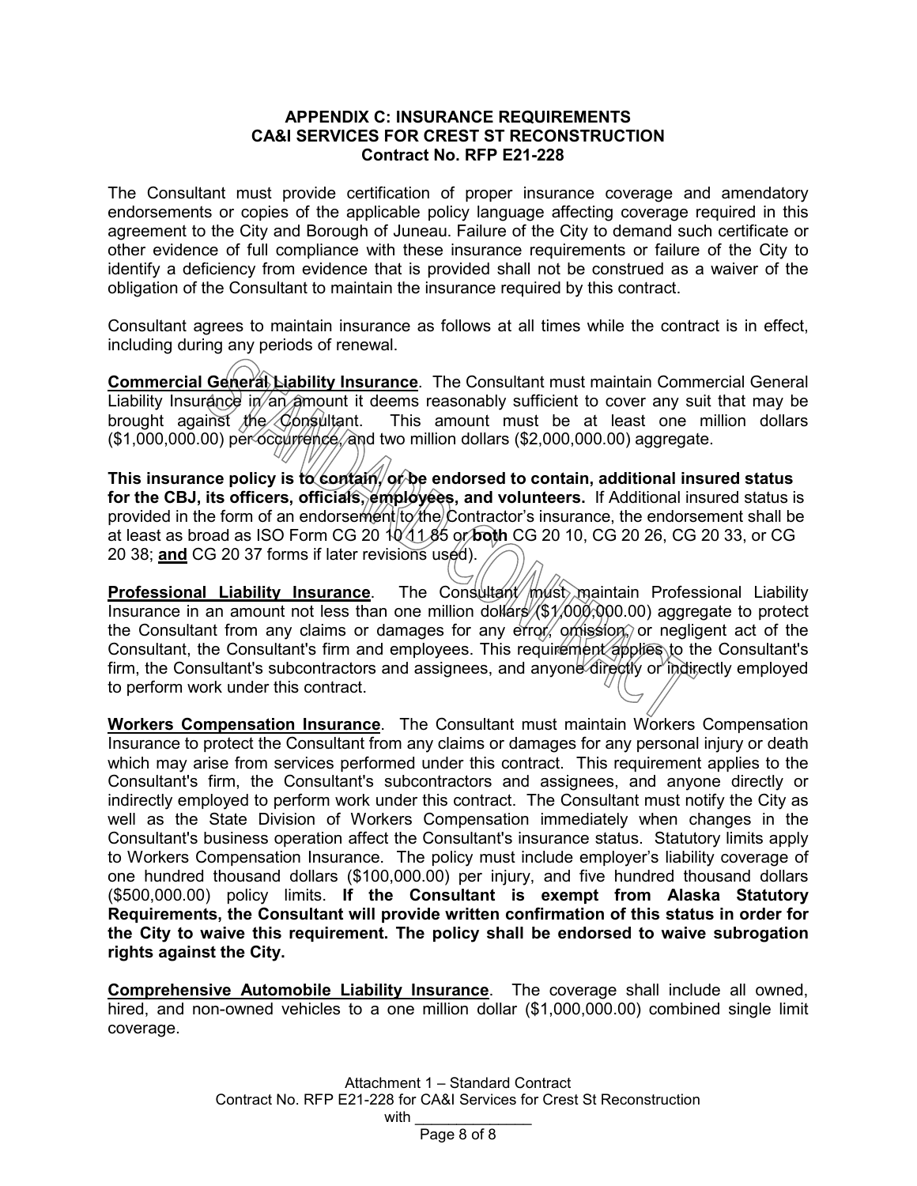**APPENDIX C: INSURANCE REQUIREMENTS**
**CA&I SERVICES FOR CREST ST RECONSTRUCTION**
**Contract No. RFP E21-228**

The Consultant must provide certification of proper insurance coverage and amendatory endorsements or copies of the applicable policy language affecting coverage required in this agreement to the City and Borough of Juneau. Failure of the City to demand such certificate or other evidence of full compliance with these insurance requirements or failure of the City to identify a deficiency from evidence that is provided shall not be construed as a waiver of the obligation of the Consultant to maintain the insurance required by this contract.

Consultant agrees to maintain insurance as follows at all times while the contract is in effect, including during any periods of renewal.

**Commercial General Liability Insurance**. The Consultant must maintain Commercial General Liability Insurance in an amount it deems reasonably sufficient to cover any suit that may be brought against the Consultant. This amount must be at least one million dollars ($1,000,000.00) per occurrence, and two million dollars ($2,000,000.00) aggregate.

**This insurance policy is to contain, or be endorsed to contain, additional insured status for the CBJ, its officers, officials, employees, and volunteers.** If Additional insured status is provided in the form of an endorsement to the Contractor's insurance, the endorsement shall be at least as broad as ISO Form CG 20 10 11 85 or **both** CG 20 10, CG 20 26, CG 20 33, or CG 20 38; **and** CG 20 37 forms if later revisions used).

**Professional Liability Insurance**. The Consultant must maintain Professional Liability Insurance in an amount not less than one million dollars ($1,000,000.00) aggregate to protect the Consultant from any claims or damages for any error, omission, or negligent act of the Consultant, the Consultant's firm and employees. This requirement applies to the Consultant's firm, the Consultant's subcontractors and assignees, and anyone directly or indirectly employed to perform work under this contract.

**Workers Compensation Insurance**. The Consultant must maintain Workers Compensation Insurance to protect the Consultant from any claims or damages for any personal injury or death which may arise from services performed under this contract. This requirement applies to the Consultant's firm, the Consultant's subcontractors and assignees, and anyone directly or indirectly employed to perform work under this contract. The Consultant must notify the City as well as the State Division of Workers Compensation immediately when changes in the Consultant's business operation affect the Consultant's insurance status. Statutory limits apply to Workers Compensation Insurance. The policy must include employer's liability coverage of one hundred thousand dollars ($100,000.00) per injury, and five hundred thousand dollars ($500,000.00) policy limits. **If the Consultant is exempt from Alaska Statutory Requirements, the Consultant will provide written confirmation of this status in order for the City to waive this requirement. The policy shall be endorsed to waive subrogation rights against the City.**

**Comprehensive Automobile Liability Insurance**. The coverage shall include all owned, hired, and non-owned vehicles to a one million dollar ($1,000,000.00) combined single limit coverage.